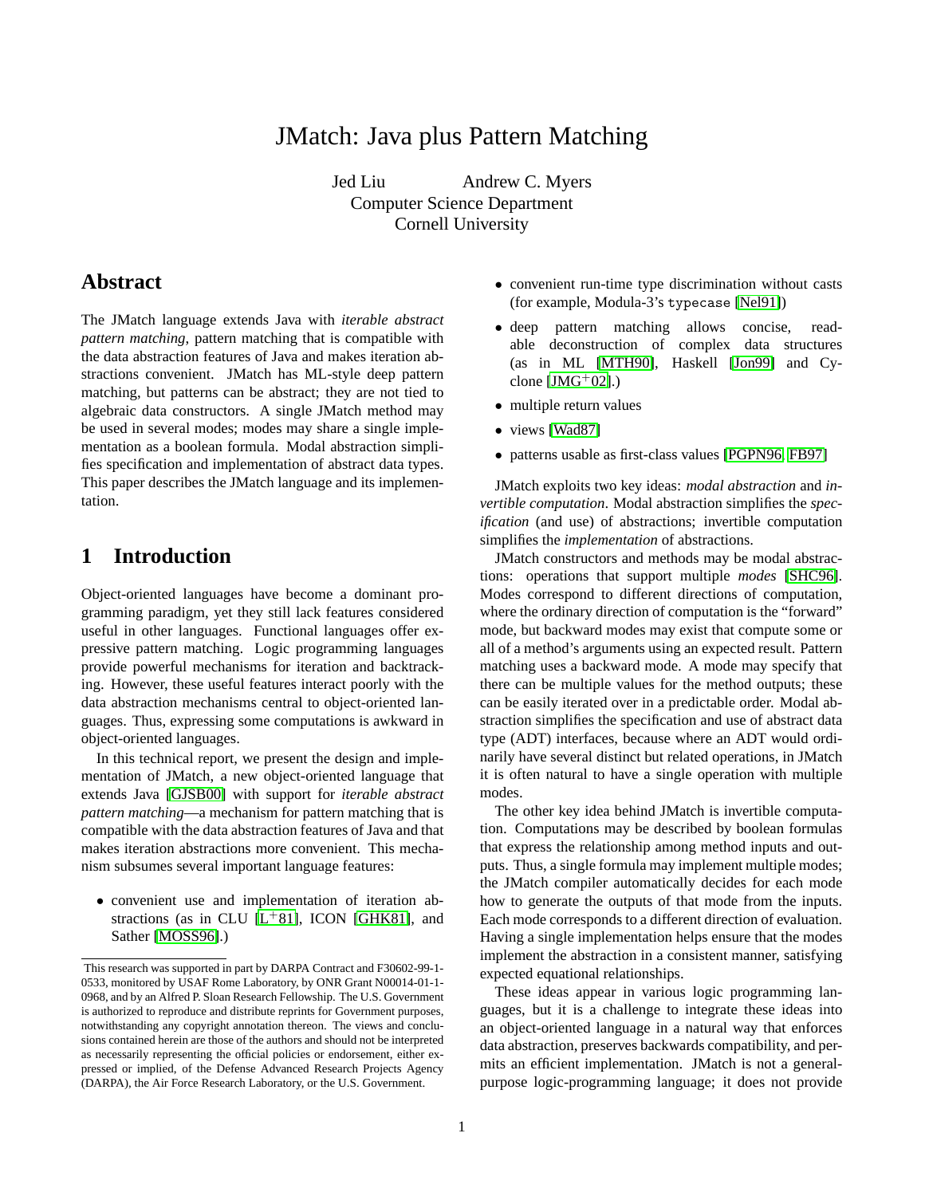# JMatch: Java plus Pattern Matching

Jed Liu Andrew C. Myers
Computer Science Department
Cornell University

## Abstract

The JMatch language extends Java with *iterable abstract pattern matching*, pattern matching that is compatible with the data abstraction features of Java and makes iteration abstractions convenient. JMatch has ML-style deep pattern matching, but patterns can be abstract; they are not tied to algebraic data constructors. A single JMatch method may be used in several modes; modes may share a single implementation as a boolean formula. Modal abstraction simplifies specification and implementation of abstract data types. This paper describes the JMatch language and its implementation.

## 1 Introduction

Object-oriented languages have become a dominant programming paradigm, yet they still lack features considered useful in other languages. Functional languages offer expressive pattern matching. Logic programming languages provide powerful mechanisms for iteration and backtracking. However, these useful features interact poorly with the data abstraction mechanisms central to object-oriented languages. Thus, expressing some computations is awkward in object-oriented languages.

In this technical report, we present the design and implementation of JMatch, a new object-oriented language that extends Java [GJSB00] with support for *iterable abstract pattern matching*—a mechanism for pattern matching that is compatible with the data abstraction features of Java and that makes iteration abstractions more convenient. This mechanism subsumes several important language features:

- convenient use and implementation of iteration abstractions (as in CLU [L+81], ICON [GHK81], and Sather [MOSS96].)
- convenient run-time type discrimination without casts (for example, Modula-3's `typecase` [Nel91])
- deep pattern matching allows concise, readable deconstruction of complex data structures (as in ML [MTH90], Haskell [Jon99] and Cyclone [JMG+02].)
- multiple return values
- views [Wad87]
- patterns usable as first-class values [PGPN96, FB97]

JMatch exploits two key ideas: *modal abstraction* and *invertible computation*. Modal abstraction simplifies the *specification* (and use) of abstractions; invertible computation simplifies the *implementation* of abstractions.

JMatch constructors and methods may be modal abstractions: operations that support multiple *modes* [SHC96]. Modes correspond to different directions of computation, where the ordinary direction of computation is the "forward" mode, but backward modes may exist that compute some or all of a method's arguments using an expected result. Pattern matching uses a backward mode. A mode may specify that there can be multiple values for the method outputs; these can be easily iterated over in a predictable order. Modal abstraction simplifies the specification and use of abstract data type (ADT) interfaces, because where an ADT would ordinarily have several distinct but related operations, in JMatch it is often natural to have a single operation with multiple modes.

The other key idea behind JMatch is invertible computation. Computations may be described by boolean formulas that express the relationship among method inputs and outputs. Thus, a single formula may implement multiple modes; the JMatch compiler automatically decides for each mode how to generate the outputs of that mode from the inputs. Each mode corresponds to a different direction of evaluation. Having a single implementation helps ensure that the modes implement the abstraction in a consistent manner, satisfying expected equational relationships.

These ideas appear in various logic programming languages, but it is a challenge to integrate these ideas into an object-oriented language in a natural way that enforces data abstraction, preserves backwards compatibility, and permits an efficient implementation. JMatch is not a general-purpose logic-programming language; it does not provide

This research was supported in part by DARPA Contract and F30602-99-1-0533, monitored by USAF Rome Laboratory, by ONR Grant N00014-01-1-0968, and by an Alfred P. Sloan Research Fellowship. The U.S. Government is authorized to reproduce and distribute reprints for Government purposes, notwithstanding any copyright annotation thereon. The views and conclusions contained herein are those of the authors and should not be interpreted as necessarily representing the official policies or endorsement, either expressed or implied, of the Defense Advanced Research Projects Agency (DARPA), the Air Force Research Laboratory, or the U.S. Government.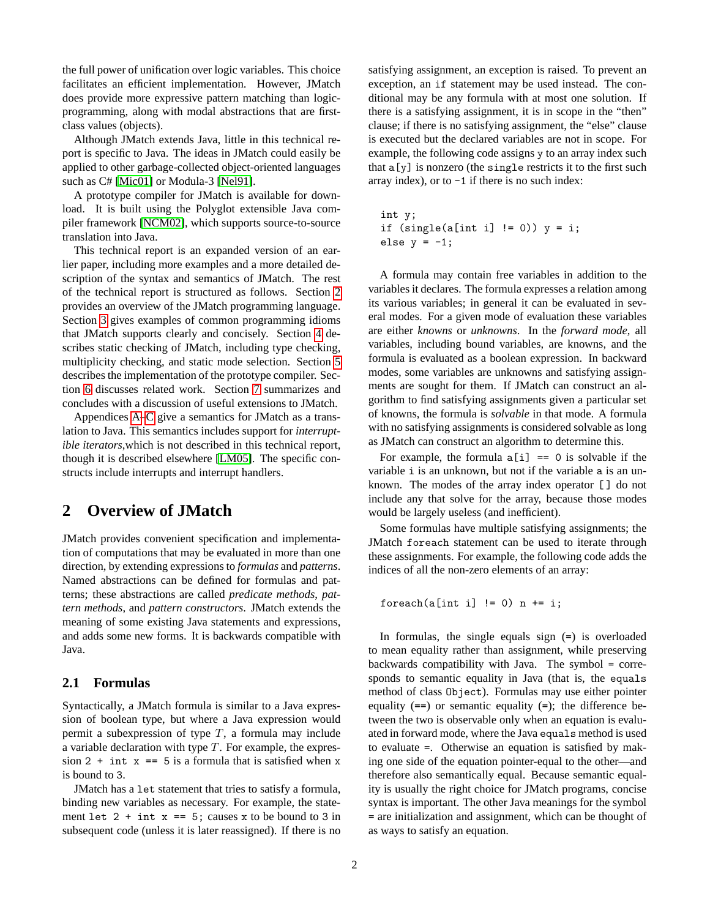the full power of unification over logic variables. This choice facilitates an efficient implementation. However, JMatch does provide more expressive pattern matching than logic-programming, along with modal abstractions that are first-class values (objects).

Although JMatch extends Java, little in this technical report is specific to Java. The ideas in JMatch could easily be applied to other garbage-collected object-oriented languages such as C# [Mic01] or Modula-3 [Nel91].

A prototype compiler for JMatch is available for download. It is built using the Polyglot extensible Java compiler framework [NCM02], which supports source-to-source translation into Java.

This technical report is an expanded version of an earlier paper, including more examples and a more detailed description of the syntax and semantics of JMatch. The rest of the technical report is structured as follows. Section 2 provides an overview of the JMatch programming language. Section 3 gives examples of common programming idioms that JMatch supports clearly and concisely. Section 4 describes static checking of JMatch, including type checking, multiplicity checking, and static mode selection. Section 5 describes the implementation of the prototype compiler. Section 6 discusses related work. Section 7 summarizes and concludes with a discussion of useful extensions to JMatch.

Appendices A–C give a semantics for JMatch as a translation to Java. This semantics includes support for *interruptible iterators*,which is not described in this technical report, though it is described elsewhere [LM05]. The specific constructs include interrupts and interrupt handlers.

## 2 Overview of JMatch

JMatch provides convenient specification and implementation of computations that may be evaluated in more than one direction, by extending expressions to *formulas* and *patterns*. Named abstractions can be defined for formulas and patterns; these abstractions are called *predicate methods*, *pattern methods*, and *pattern constructors*. JMatch extends the meaning of some existing Java statements and expressions, and adds some new forms. It is backwards compatible with Java.

### 2.1 Formulas

Syntactically, a JMatch formula is similar to a Java expression of boolean type, but where a Java expression would permit a subexpression of type $T$, a formula may include a variable declaration with type $T$. For example, the expression `2 + int x == 5` is a formula that is satisfied when `x` is bound to `3`.

JMatch has a `let` statement that tries to satisfy a formula, binding new variables as necessary. For example, the statement `let 2 + int x == 5;` causes `x` to be bound to 3 in subsequent code (unless it is later reassigned). If there is no satisfying assignment, an exception is raised. To prevent an exception, an `if` statement may be used instead. The conditional may be any formula with at most one solution. If there is a satisfying assignment, it is in scope in the "then" clause; if there is no satisfying assignment, the "else" clause is executed but the declared variables are not in scope. For example, the following code assigns `y` to an array index such that `a[y]` is nonzero (the `single` restricts it to the first such array index), or to `-1` if there is no such index:

```
int y;
if (single(a[int i] != 0)) y = i;
else y = -1;
```

A formula may contain free variables in addition to the variables it declares. The formula expresses a relation among its various variables; in general it can be evaluated in several modes. For a given mode of evaluation these variables are either *knowns* or *unknowns*. In the *forward mode*, all variables, including bound variables, are knowns, and the formula is evaluated as a boolean expression. In backward modes, some variables are unknowns and satisfying assignments are sought for them. If JMatch can construct an algorithm to find satisfying assignments given a particular set of knowns, the formula is *solvable* in that mode. A formula with no satisfying assignments is considered solvable as long as JMatch can construct an algorithm to determine this.

For example, the formula `a[i] == 0` is solvable if the variable `i` is an unknown, but not if the variable `a` is an unknown. The modes of the array index operator `[]` do not include any that solve for the array, because those modes would be largely useless (and inefficient).

Some formulas have multiple satisfying assignments; the JMatch `foreach` statement can be used to iterate through these assignments. For example, the following code adds the indices of all the non-zero elements of an array:

```
foreach(a[int i] != 0) n += i;
```

In formulas, the single equals sign (`=`) is overloaded to mean equality rather than assignment, while preserving backwards compatibility with Java. The symbol `=` corresponds to semantic equality in Java (that is, the `equals` method of class `Object`). Formulas may use either pointer equality (`==`) or semantic equality (`=`); the difference between the two is observable only when an equation is evaluated in forward mode, where the Java `equals` method is used to evaluate `=`. Otherwise an equation is satisfied by making one side of the equation pointer-equal to the other—and therefore also semantically equal. Because semantic equality is usually the right choice for JMatch programs, concise syntax is important. The other Java meanings for the symbol `=` are initialization and assignment, which can be thought of as ways to satisfy an equation.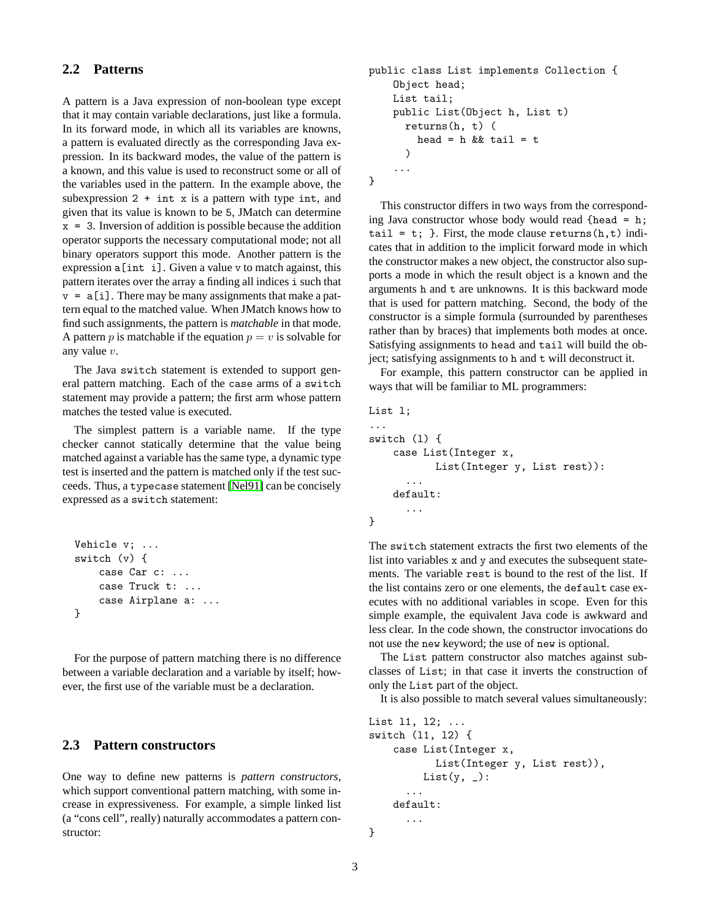## 2.2 Patterns

A pattern is a Java expression of non-boolean type except that it may contain variable declarations, just like a formula. In its forward mode, in which all its variables are knowns, a pattern is evaluated directly as the corresponding Java expression. In its backward modes, the value of the pattern is a known, and this value is used to reconstruct some or all of the variables used in the pattern. In the example above, the subexpression `2 + int x` is a pattern with type `int`, and given that its value is known to be 5, JMatch can determine `x = 3`. Inversion of addition is possible because the addition operator supports the necessary computational mode; not all binary operators support this mode. Another pattern is the expression `a[int i]`. Given a value `v` to match against, this pattern iterates over the array `a` finding all indices `i` such that `v = a[i]`. There may be many assignments that make a pattern equal to the matched value. When JMatch knows how to find such assignments, the pattern is *matchable* in that mode. A pattern $p$ is matchable if the equation $p = v$ is solvable for any value $v$.

The Java `switch` statement is extended to support general pattern matching. Each of the `case` arms of a `switch` statement may provide a pattern; the first arm whose pattern matches the tested value is executed.

The simplest pattern is a variable name. If the type checker cannot statically determine that the value being matched against a variable has the same type, a dynamic type test is inserted and the pattern is matched only if the test succeeds. Thus, a `typecase` statement [Nel91] can be concisely expressed as a `switch` statement:

```
Vehicle v; ...
switch (v) {
    case Car c: ...
    case Truck t: ...
    case Airplane a: ...
}
```

For the purpose of pattern matching there is no difference between a variable declaration and a variable by itself; however, the first use of the variable must be a declaration.

## 2.3 Pattern constructors

One way to define new patterns is *pattern constructors*, which support conventional pattern matching, with some increase in expressiveness. For example, a simple linked list (a "cons cell", really) naturally accommodates a pattern constructor:

```
public class List implements Collection {
    Object head;
    List tail;
    public List(Object h, List t)
      returns(h, t) (
        head = h && tail = t
      )
    ...
}
```

This constructor differs in two ways from the corresponding Java constructor whose body would read `{head = h; tail = t; }`. First, the mode clause `returns(h,t)` indicates that in addition to the implicit forward mode in which the constructor makes a new object, the constructor also supports a mode in which the result object is a known and the arguments `h` and `t` are unknowns. It is this backward mode that is used for pattern matching. Second, the body of the constructor is a simple formula (surrounded by parentheses rather than by braces) that implements both modes at once. Satisfying assignments to `head` and `tail` will build the object; satisfying assignments to `h` and `t` will deconstruct it.

For example, this pattern constructor can be applied in ways that will be familiar to ML programmers:

```
List l;
...
switch (l) {
    case List(Integer x,
           List(Integer y, List rest)):
      ...
    default:
      ...
}
```

The `switch` statement extracts the first two elements of the list into variables `x` and `y` and executes the subsequent statements. The variable `rest` is bound to the rest of the list. If the list contains zero or one elements, the `default` case executes with no additional variables in scope. Even for this simple example, the equivalent Java code is awkward and less clear. In the code shown, the constructor invocations do not use the `new` keyword; the use of `new` is optional.

The `List` pattern constructor also matches against subclasses of `List`; in that case it inverts the construction of only the `List` part of the object.

It is also possible to match several values simultaneously:

```
List l1, l2; ...
switch (l1, l2) {
    case List(Integer x,
           List(Integer y, List rest)),
         List(y, _):
      ...
    default:
      ...
}
```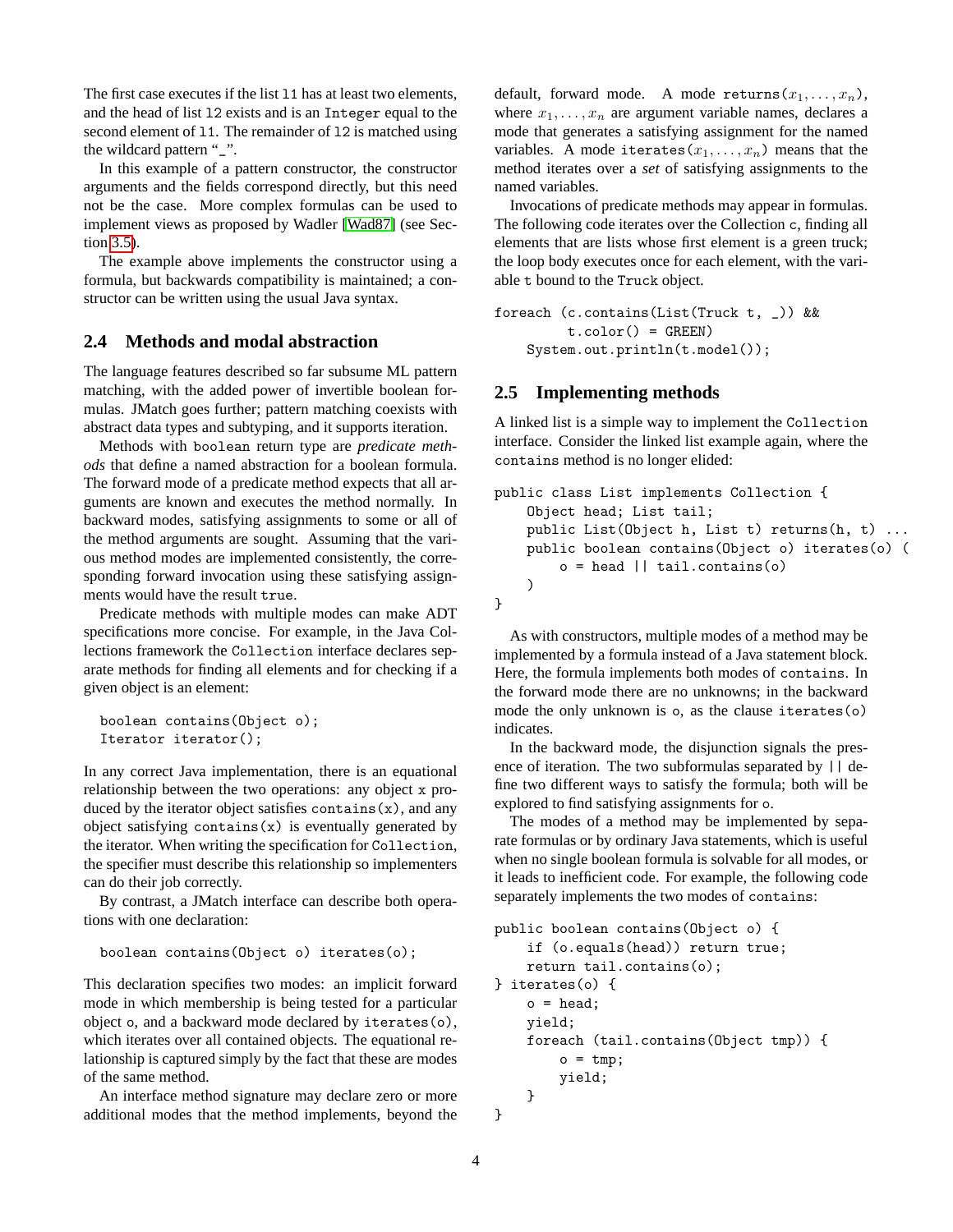The first case executes if the list `l1` has at least two elements, and the head of list `l2` exists and is an `Integer` equal to the second element of `l1`. The remainder of `l2` is matched using the wildcard pattern "`_`".

In this example of a pattern constructor, the constructor arguments and the fields correspond directly, but this need not be the case. More complex formulas can be used to implement views as proposed by Wadler [Wad87] (see Section 3.5).

The example above implements the constructor using a formula, but backwards compatibility is maintained; a constructor can be written using the usual Java syntax.

## 2.4 Methods and modal abstraction

The language features described so far subsume ML pattern matching, with the added power of invertible boolean formulas. JMatch goes further; pattern matching coexists with abstract data types and subtyping, and it supports iteration.

Methods with `boolean` return type are *predicate methods* that define a named abstraction for a boolean formula. The forward mode of a predicate method expects that all arguments are known and executes the method normally. In backward modes, satisfying assignments to some or all of the method arguments are sought. Assuming that the various method modes are implemented consistently, the corresponding forward invocation using these satisfying assignments would have the result `true`.

Predicate methods with multiple modes can make ADT specifications more concise. For example, in the Java Collections framework the `Collection` interface declares separate methods for finding all elements and for checking if a given object is an element:

```
boolean contains(Object o);
Iterator iterator();
```

In any correct Java implementation, there is an equational relationship between the two operations: any object `x` produced by the iterator object satisfies `contains(x)`, and any object satisfying `contains(x)` is eventually generated by the iterator. When writing the specification for `Collection`, the specifier must describe this relationship so implementers can do their job correctly.

By contrast, a JMatch interface can describe both operations with one declaration:

```
boolean contains(Object o) iterates(o);
```

This declaration specifies two modes: an implicit forward mode in which membership is being tested for a particular object `o`, and a backward mode declared by `iterates(o)`, which iterates over all contained objects. The equational relationship is captured simply by the fact that these are modes of the same method.

An interface method signature may declare zero or more additional modes that the method implements, beyond the default, forward mode. A mode `returns`($x_1, \ldots, x_n$), where $x_1, \ldots, x_n$ are argument variable names, declares a mode that generates a satisfying assignment for the named variables. A mode `iterates`($x_1, \ldots, x_n$) means that the method iterates over a *set* of satisfying assignments to the named variables.

Invocations of predicate methods may appear in formulas. The following code iterates over the Collection `c`, finding all elements that are lists whose first element is a green truck; the loop body executes once for each element, with the variable `t` bound to the `Truck` object.

```
foreach (c.contains(List(Truck t, _)) &&
         t.color() = GREEN)
    System.out.println(t.model());
```

## 2.5 Implementing methods

A linked list is a simple way to implement the `Collection` interface. Consider the linked list example again, where the `contains` method is no longer elided:

```
public class List implements Collection {
    Object head; List tail;
    public List(Object h, List t) returns(h, t) ...
    public boolean contains(Object o) iterates(o) (
        o = head || tail.contains(o)
    )
}
```

As with constructors, multiple modes of a method may be implemented by a formula instead of a Java statement block. Here, the formula implements both modes of `contains`. In the forward mode there are no unknowns; in the backward mode the only unknown is `o`, as the clause `iterates(o)` indicates.

In the backward mode, the disjunction signals the presence of iteration. The two subformulas separated by `||` define two different ways to satisfy the formula; both will be explored to find satisfying assignments for `o`.

The modes of a method may be implemented by separate formulas or by ordinary Java statements, which is useful when no single boolean formula is solvable for all modes, or it leads to inefficient code. For example, the following code separately implements the two modes of `contains`:

```
public boolean contains(Object o) {
    if (o.equals(head)) return true;
    return tail.contains(o);
} iterates(o) {
    o = head;
    yield;
    foreach (tail.contains(Object tmp)) {
        o = tmp;
        yield;
    }
}
```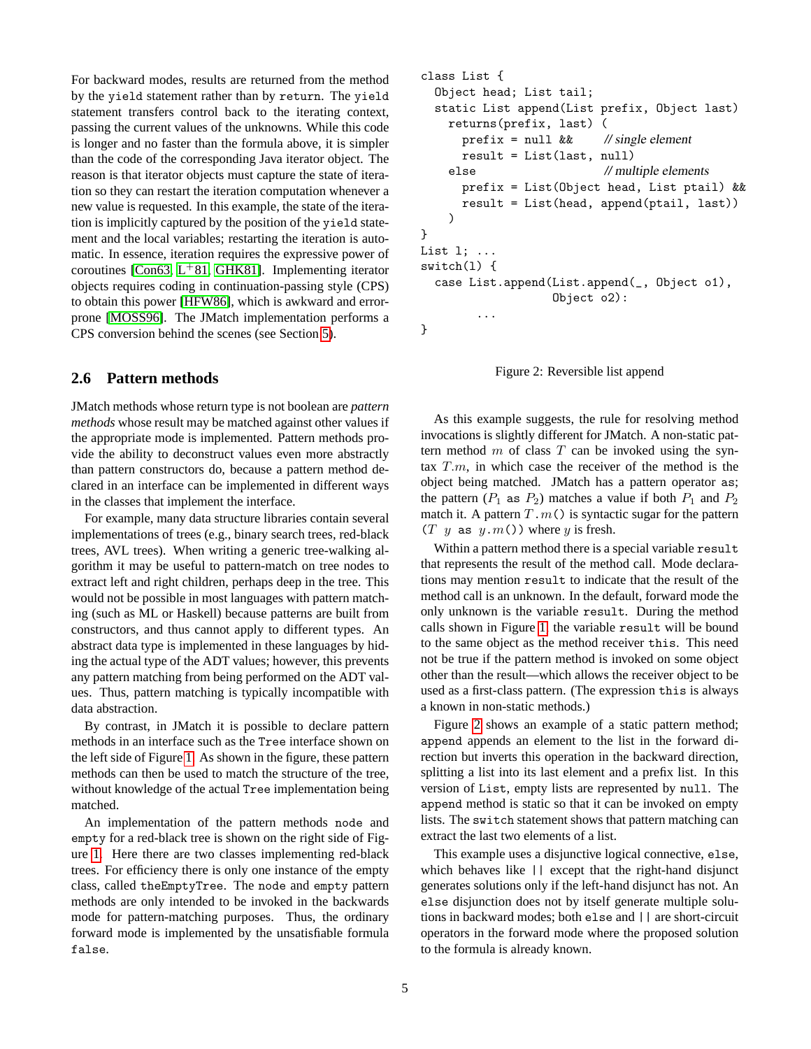For backward modes, results are returned from the method by the `yield` statement rather than by `return`. The `yield` statement transfers control back to the iterating context, passing the current values of the unknowns. While this code is longer and no faster than the formula above, it is simpler than the code of the corresponding Java iterator object. The reason is that iterator objects must capture the state of iteration so they can restart the iteration computation whenever a new value is requested. In this example, the state of the iteration is implicitly captured by the position of the `yield` statement and the local variables; restarting the iteration is automatic. In essence, iteration requires the expressive power of coroutines [Con63, L+81, GHK81]. Implementing iterator objects requires coding in continuation-passing style (CPS) to obtain this power [HFW86], which is awkward and error-prone [MOSS96]. The JMatch implementation performs a CPS conversion behind the scenes (see Section 5).

## 2.6 Pattern methods

JMatch methods whose return type is not boolean are *pattern methods* whose result may be matched against other values if the appropriate mode is implemented. Pattern methods provide the ability to deconstruct values even more abstractly than pattern constructors do, because a pattern method declared in an interface can be implemented in different ways in the classes that implement the interface.

For example, many data structure libraries contain several implementations of trees (e.g., binary search trees, red-black trees, AVL trees). When writing a generic tree-walking algorithm it may be useful to pattern-match on tree nodes to extract left and right children, perhaps deep in the tree. This would not be possible in most languages with pattern matching (such as ML or Haskell) because patterns are built from constructors, and thus cannot apply to different types. An abstract data type is implemented in these languages by hiding the actual type of the ADT values; however, this prevents any pattern matching from being performed on the ADT values. Thus, pattern matching is typically incompatible with data abstraction.

By contrast, in JMatch it is possible to declare pattern methods in an interface such as the `Tree` interface shown on the left side of Figure 1. As shown in the figure, these pattern methods can then be used to match the structure of the tree, without knowledge of the actual `Tree` implementation being matched.

An implementation of the pattern methods `node` and `empty` for a red-black tree is shown on the right side of Figure 1. Here there are two classes implementing red-black trees. For efficiency there is only one instance of the empty class, called `theEmptyTree`. The `node` and `empty` pattern methods are only intended to be invoked in the backwards mode for pattern-matching purposes. Thus, the ordinary forward mode is implemented by the unsatisfiable formula `false`.

```
class List {
  Object head; List tail;
  static List append(List prefix, Object last)
    returns(prefix, last) (
      prefix = null &&       // single element
      result = List(last, null)
    else                     // multiple elements
      prefix = List(Object head, List ptail) &&
      result = List(head, append(ptail, last))
    )
}
List l; ...
switch(l) {
  case List.append(List.append(_, Object o1),
                   Object o2):
      ...
}
```

Figure 2: Reversible list append

As this example suggests, the rule for resolving method invocations is slightly different for JMatch. A non-static pattern method $m$ of class $T$ can be invoked using the syntax $T.m$, in which case the receiver of the method is the object being matched. JMatch has a pattern operator `as`; the pattern ($P_1$ `as` $P_2$) matches a value if both $P_1$ and $P_2$ match it. A pattern $T.m()$ is syntactic sugar for the pattern ($T$ $y$ `as` $y.m()$) where $y$ is fresh.

Within a pattern method there is a special variable `result` that represents the result of the method call. Mode declarations may mention `result` to indicate that the result of the method call is an unknown. In the default, forward mode the only unknown is the variable `result`. During the method calls shown in Figure 1, the variable `result` will be bound to the same object as the method receiver `this`. This need not be true if the pattern method is invoked on some object other than the result—which allows the receiver object to be used as a first-class pattern. (The expression `this` is always a known in non-static methods.)

Figure 2 shows an example of a static pattern method; `append` appends an element to the list in the forward direction but inverts this operation in the backward direction, splitting a list into its last element and a prefix list. In this version of `List`, empty lists are represented by `null`. The `append` method is static so that it can be invoked on empty lists. The `switch` statement shows that pattern matching can extract the last two elements of a list.

This example uses a disjunctive logical connective, `else`, which behaves like `||` except that the right-hand disjunct generates solutions only if the left-hand disjunct has not. An `else` disjunction does not by itself generate multiple solutions in backward modes; both `else` and `||` are short-circuit operators in the forward mode where the proposed solution to the formula is already known.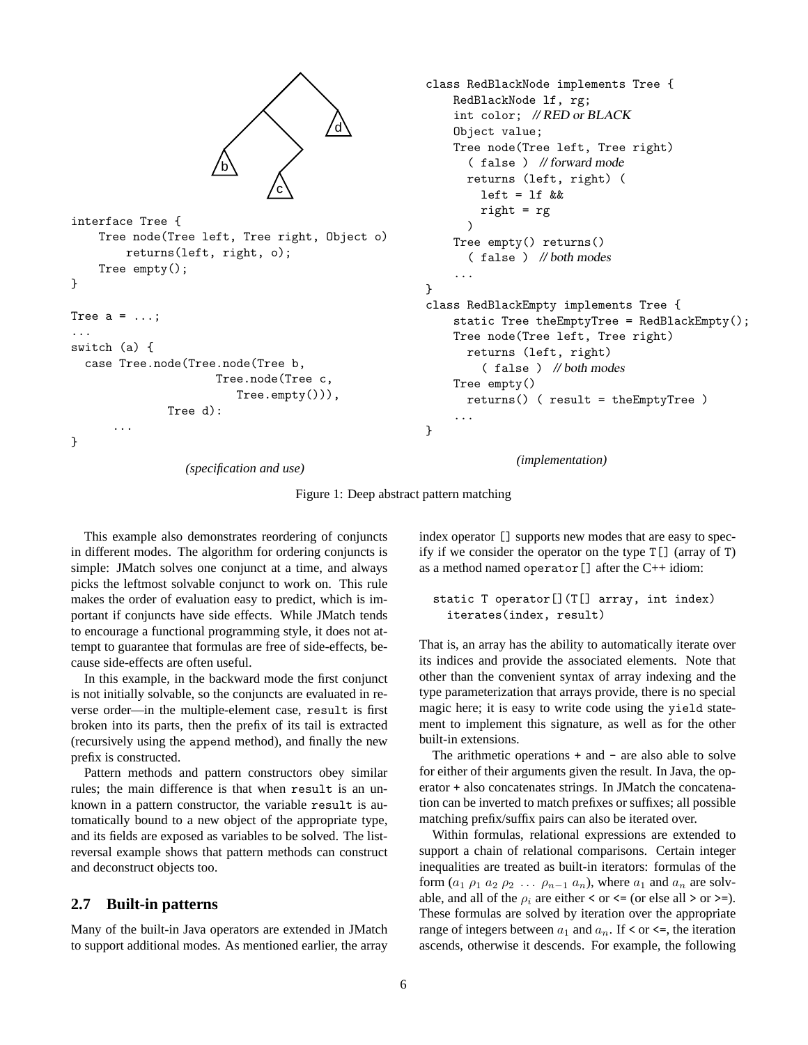```
interface Tree {
    Tree node(Tree left, Tree right, Object o)
        returns(left, right, o);
    Tree empty();
}

Tree a = ...;
...
switch (a) {
  case Tree.node(Tree.node(Tree b,
                      Tree.node(Tree c,
                         Tree.empty())),
                 Tree d):
      ...
}
```

*(specification and use)*

```
class RedBlackNode implements Tree {
    RedBlackNode lf, rg;
    int color;  // RED or BLACK
    Object value;
    Tree node(Tree left, Tree right)
      ( false )  // forward mode
      returns (left, right) (
        left = lf &&
        right = rg
      )
    Tree empty() returns()
      ( false )  // both modes
    ...
}
class RedBlackEmpty implements Tree {
    static Tree theEmptyTree = RedBlackEmpty();
    Tree node(Tree left, Tree right)
      returns (left, right)
        ( false )  // both modes
    Tree empty()
      returns() ( result = theEmptyTree )
    ...
}
```

*(implementation)*

Figure 1: Deep abstract pattern matching

This example also demonstrates reordering of conjuncts in different modes. The algorithm for ordering conjuncts is simple: JMatch solves one conjunct at a time, and always picks the leftmost solvable conjunct to work on. This rule makes the order of evaluation easy to predict, which is important if conjuncts have side effects. While JMatch tends to encourage a functional programming style, it does not attempt to guarantee that formulas are free of side-effects, because side-effects are often useful.

In this example, in the backward mode the first conjunct is not initially solvable, so the conjuncts are evaluated in reverse order—in the multiple-element case, `result` is first broken into its parts, then the prefix of its tail is extracted (recursively using the `append` method), and finally the new prefix is constructed.

Pattern methods and pattern constructors obey similar rules; the main difference is that when `result` is an unknown in a pattern constructor, the variable `result` is automatically bound to a new object of the appropriate type, and its fields are exposed as variables to be solved. The list-reversal example shows that pattern methods can construct and deconstruct objects too.

## 2.7 Built-in patterns

Many of the built-in Java operators are extended in JMatch to support additional modes. As mentioned earlier, the array index operator `[]` supports new modes that are easy to specify if we consider the operator on the type `T[]` (array of `T`) as a method named `operator[]` after the C++ idiom:

```
static T operator[](T[] array, int index)
  iterates(index, result)
```

That is, an array has the ability to automatically iterate over its indices and provide the associated elements. Note that other than the convenient syntax of array indexing and the type parameterization that arrays provide, there is no special magic here; it is easy to write code using the `yield` statement to implement this signature, as well as for the other built-in extensions.

The arithmetic operations `+` and `-` are also able to solve for either of their arguments given the result. In Java, the operator `+` also concatenates strings. In JMatch the concatenation can be inverted to match prefixes or suffixes; all possible matching prefix/suffix pairs can also be iterated over.

Within formulas, relational expressions are extended to support a chain of relational comparisons. Certain integer inequalities are treated as built-in iterators: formulas of the form ($a_1\ \rho_1\ a_2\ \rho_2\ \ldots\ \rho_{n-1}\ a_n$), where $a_1$ and $a_n$ are solvable, and all of the $\rho_i$ are either `<` or `<=` (or else all `>` or `>=`). These formulas are solved by iteration over the appropriate range of integers between $a_1$ and $a_n$. If `<` or `<=`, the iteration ascends, otherwise it descends. For example, the following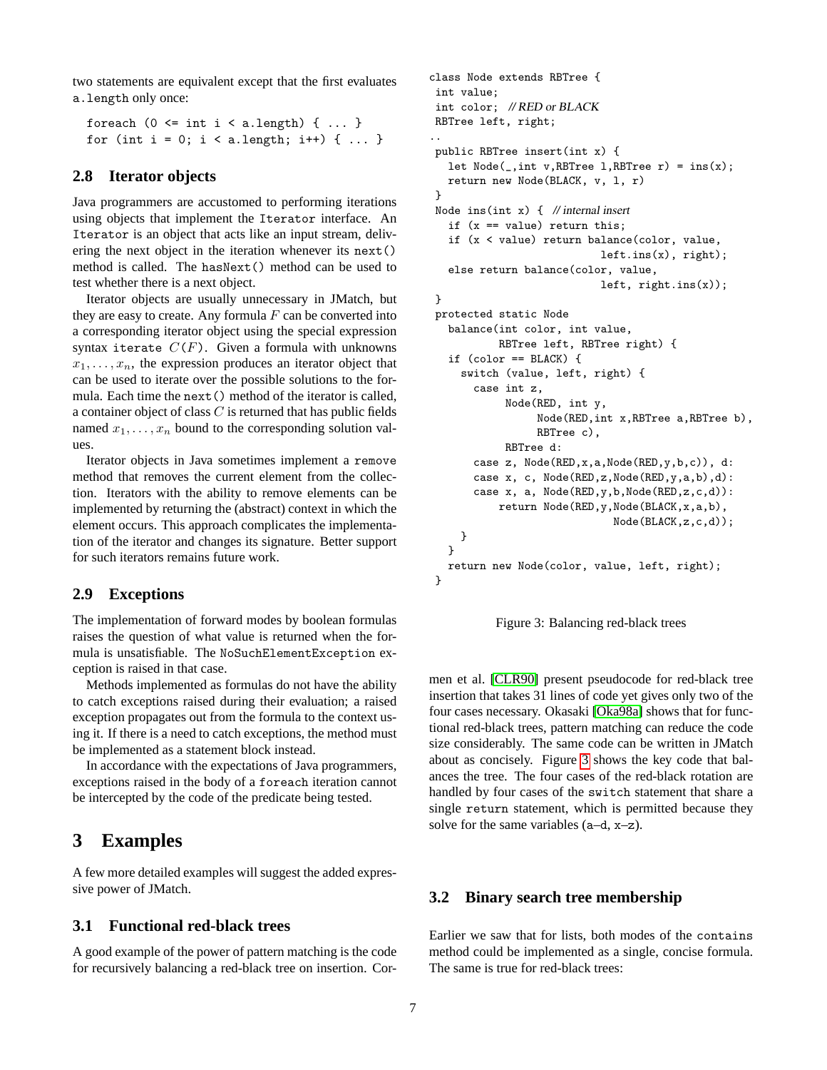two statements are equivalent except that the first evaluates a.length only once:

```
foreach (0 <= int i < a.length) { ... }
for (int i = 0; i < a.length; i++) { ... }
```

## 2.8 Iterator objects

Java programmers are accustomed to performing iterations using objects that implement the Iterator interface. An Iterator is an object that acts like an input stream, delivering the next object in the iteration whenever its next() method is called. The hasNext() method can be used to test whether there is a next object.

Iterator objects are usually unnecessary in JMatch, but they are easy to create. Any formula $F$ can be converted into a corresponding iterator object using the special expression syntax iterate $C(F)$. Given a formula with unknowns $x_1, \ldots, x_n$, the expression produces an iterator object that can be used to iterate over the possible solutions to the formula. Each time the next() method of the iterator is called, a container object of class $C$ is returned that has public fields named $x_1, \ldots, x_n$ bound to the corresponding solution values.

Iterator objects in Java sometimes implement a remove method that removes the current element from the collection. Iterators with the ability to remove elements can be implemented by returning the (abstract) context in which the element occurs. This approach complicates the implementation of the iterator and changes its signature. Better support for such iterators remains future work.

## 2.9 Exceptions

The implementation of forward modes by boolean formulas raises the question of what value is returned when the formula is unsatisfiable. The NoSuchElementException exception is raised in that case.

Methods implemented as formulas do not have the ability to catch exceptions raised during their evaluation; a raised exception propagates out from the formula to the context using it. If there is a need to catch exceptions, the method must be implemented as a statement block instead.

In accordance with the expectations of Java programmers, exceptions raised in the body of a foreach iteration cannot be intercepted by the code of the predicate being tested.

# 3 Examples

A few more detailed examples will suggest the added expressive power of JMatch.

## 3.1 Functional red-black trees

A good example of the power of pattern matching is the code for recursively balancing a red-black tree on insertion. Cormen et al. [CLR90] present pseudocode for red-black tree insertion that takes 31 lines of code yet gives only two of the four cases necessary. Okasaki [Oka98a] shows that for functional red-black trees, pattern matching can reduce the code size considerably. The same code can be written in JMatch about as concisely. Figure 3 shows the key code that balances the tree. The four cases of the red-black rotation are handled by four cases of the switch statement that share a single return statement, which is permitted because they solve for the same variables (a–d, x–z).

```
class Node extends RBTree {
 int value;
 int color;  // RED or BLACK
 RBTree left, right;
..
 public RBTree insert(int x) {
   let Node(_,int v,RBTree l,RBTree r) = ins(x);
   return new Node(BLACK, v, l, r)
 }
 Node ins(int x) {  // internal insert
   if (x == value) return this;
   if (x < value) return balance(color, value,
                            left.ins(x), right);
   else return balance(color, value,
                            left, right.ins(x));
 }
 protected static Node
   balance(int color, int value,
           RBTree left, RBTree right) {
   if (color == BLACK) {
     switch (value, left, right) {
       case int z,
            Node(RED, int y,
                 Node(RED,int x,RBTree a,RBTree b),
                 RBTree c),
            RBTree d:
       case z, Node(RED,x,a,Node(RED,y,b,c)), d:
       case x, c, Node(RED,z,Node(RED,y,a,b),d):
       case x, a, Node(RED,y,b,Node(RED,z,c,d)):
           return Node(RED,y,Node(BLACK,x,a,b),
                             Node(BLACK,z,c,d));
     }
   }
   return new Node(color, value, left, right);
 }
```

Figure 3: Balancing red-black trees

## 3.2 Binary search tree membership

Earlier we saw that for lists, both modes of the contains method could be implemented as a single, concise formula. The same is true for red-black trees: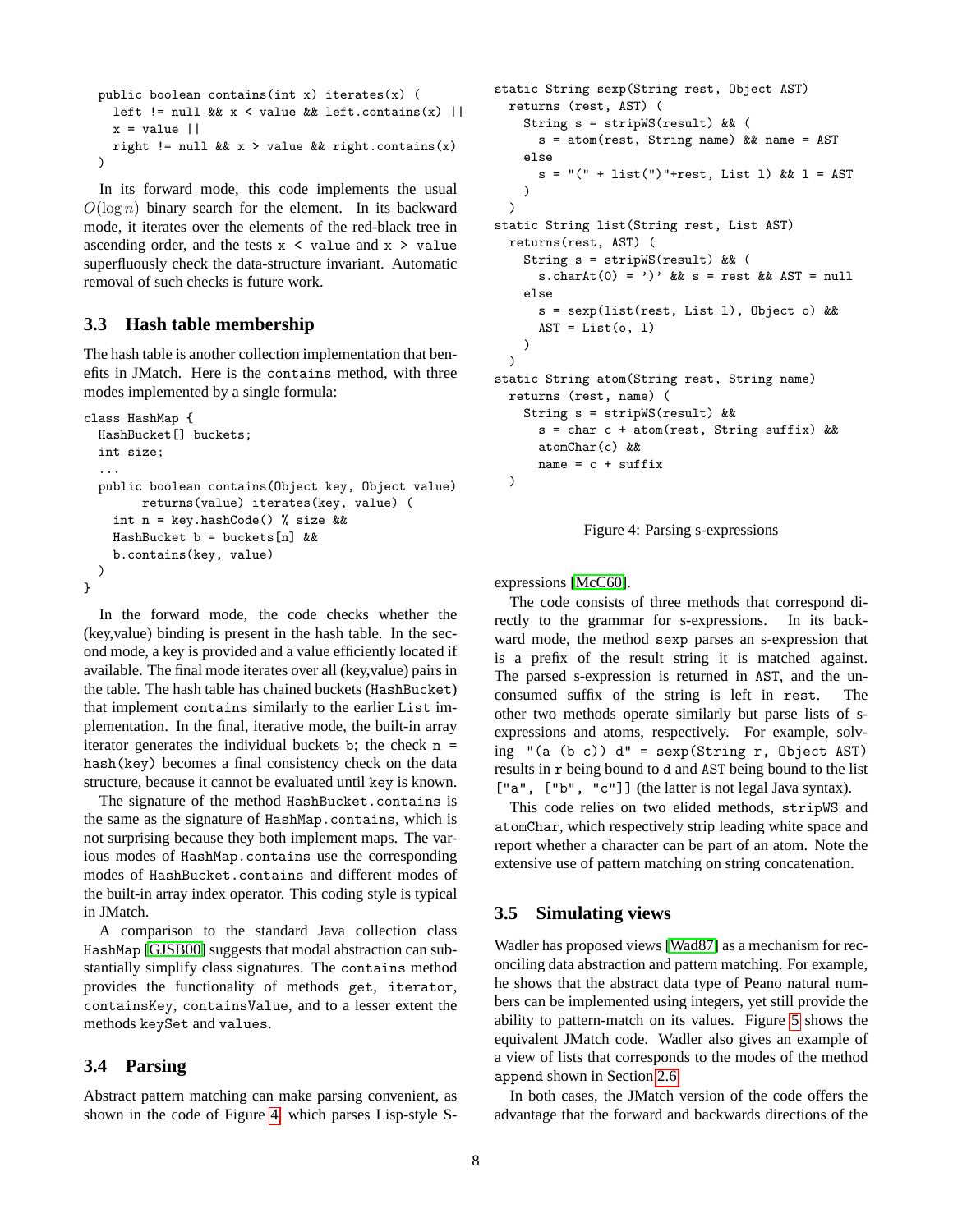```
public boolean contains(int x) iterates(x) (
  left != null && x < value && left.contains(x) ||
  x = value ||
  right != null && x > value && right.contains(x)
)
```

In its forward mode, this code implements the usual $O(\log n)$ binary search for the element. In its backward mode, it iterates over the elements of the red-black tree in ascending order, and the tests `x < value` and `x > value` superfluously check the data-structure invariant. Automatic removal of such checks is future work.

### 3.3 Hash table membership

The hash table is another collection implementation that benefits in JMatch. Here is the `contains` method, with three modes implemented by a single formula:

```
class HashMap {
  HashBucket[] buckets;
  int size;
  ...
  public boolean contains(Object key, Object value)
        returns(value) iterates(key, value) (
    int n = key.hashCode() % size &&
    HashBucket b = buckets[n] &&
    b.contains(key, value)
  )
}
```

In the forward mode, the code checks whether the (key,value) binding is present in the hash table. In the second mode, a key is provided and a value efficiently located if available. The final mode iterates over all (key,value) pairs in the table. The hash table has chained buckets (`HashBucket`) that implement `contains` similarly to the earlier `List` implementation. In the final, iterative mode, the built-in array iterator generates the individual buckets `b`; the check `n = hash(key)` becomes a final consistency check on the data structure, because it cannot be evaluated until `key` is known.

The signature of the method `HashBucket.contains` is the same as the signature of `HashMap.contains`, which is not surprising because they both implement maps. The various modes of `HashMap.contains` use the corresponding modes of `HashBucket.contains` and different modes of the built-in array index operator. This coding style is typical in JMatch.

A comparison to the standard Java collection class `HashMap` [GJSB00] suggests that modal abstraction can substantially simplify class signatures. The `contains` method provides the functionality of methods `get`, `iterator`, `containsKey`, `containsValue`, and to a lesser extent the methods `keySet` and `values`.

### 3.4 Parsing

Abstract pattern matching can make parsing convenient, as shown in the code of Figure 4, which parses Lisp-style S-expressions [McC60].

```
static String sexp(String rest, Object AST)
  returns (rest, AST) (
    String s = stripWS(result) && (
      s = atom(rest, String name) && name = AST
    else
      s = "(" + list(")"+rest, List l) && l = AST
    )
  )
static String list(String rest, List AST)
  returns(rest, AST) (
    String s = stripWS(result) && (
      s.charAt(0) = ')' && s = rest && AST = null
    else
      s = sexp(list(rest, List l), Object o) &&
      AST = List(o, l)
    )
  )
static String atom(String rest, String name)
  returns (rest, name) (
    String s = stripWS(result) &&
      s = char c + atom(rest, String suffix) &&
      atomChar(c) &&
      name = c + suffix
  )
```

Figure 4: Parsing s-expressions

The code consists of three methods that correspond directly to the grammar for s-expressions. In its backward mode, the method `sexp` parses an s-expression that is a prefix of the result string it is matched against. The parsed s-expression is returned in `AST`, and the unconsumed suffix of the string is left in `rest`. The other two methods operate similarly but parse lists of s-expressions and atoms, respectively. For example, solving `"(a (b c)) d" = sexp(String r, Object AST)` results in `r` being bound to `d` and `AST` being bound to the list `["a", ["b", "c"]]` (the latter is not legal Java syntax).

This code relies on two elided methods, `stripWS` and `atomChar`, which respectively strip leading white space and report whether a character can be part of an atom. Note the extensive use of pattern matching on string concatenation.

### 3.5 Simulating views

Wadler has proposed views [Wad87] as a mechanism for reconciling data abstraction and pattern matching. For example, he shows that the abstract data type of Peano natural numbers can be implemented using integers, yet still provide the ability to pattern-match on its values. Figure 5 shows the equivalent JMatch code. Wadler also gives an example of a view of lists that corresponds to the modes of the method `append` shown in Section 2.6.

In both cases, the JMatch version of the code offers the advantage that the forward and backwards directions of the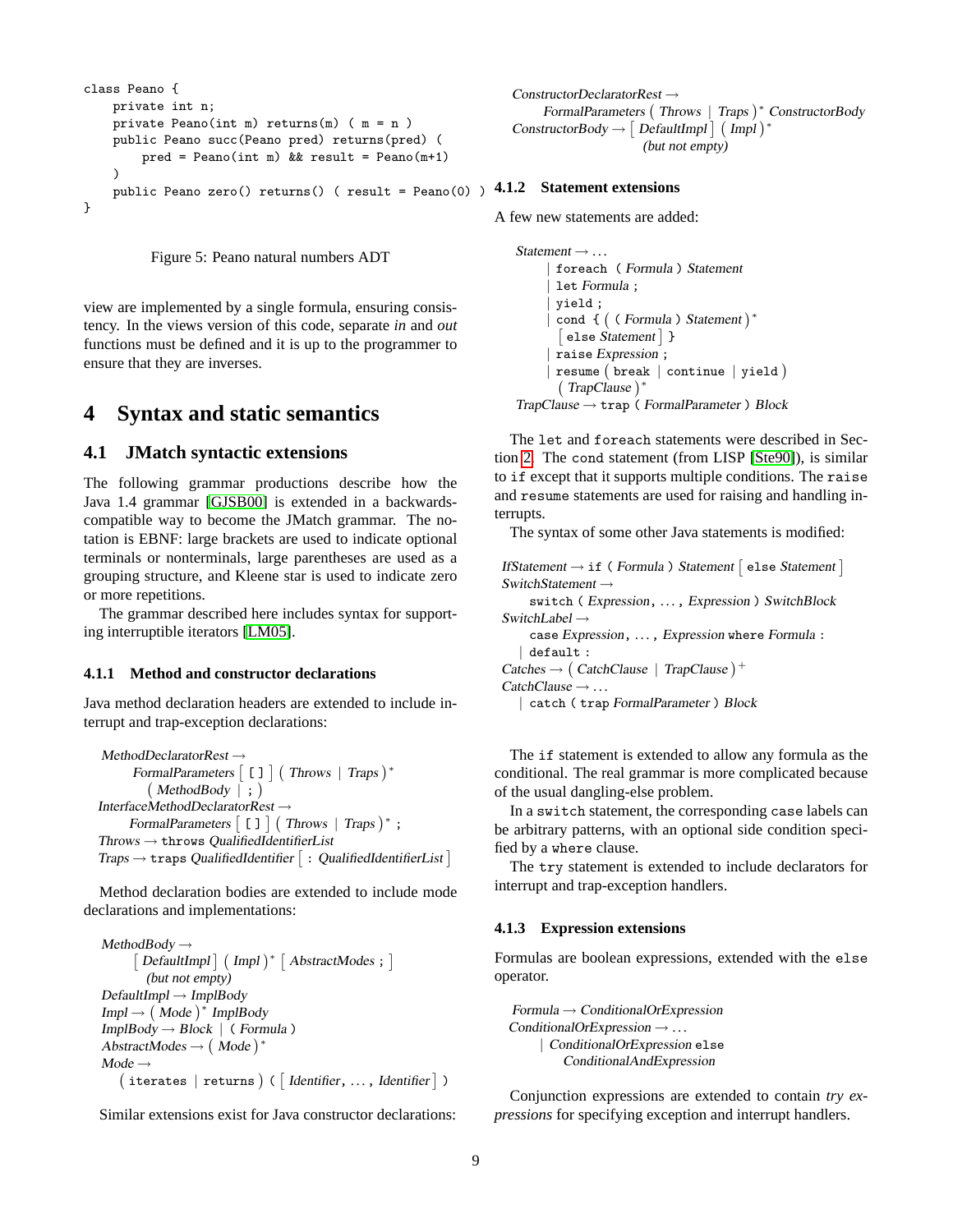```
class Peano {
    private int n;
    private Peano(int m) returns(m) ( m = n )
    public Peano succ(Peano pred) returns(pred) (
        pred = Peano(int m) && result = Peano(m+1)
    )
    public Peano zero() returns() ( result = Peano(0) )
}
```

Figure 5: Peano natural numbers ADT

view are implemented by a single formula, ensuring consistency. In the views version of this code, separate *in* and *out* functions must be defined and it is up to the programmer to ensure that they are inverses.

# 4 Syntax and static semantics

## 4.1 JMatch syntactic extensions

The following grammar productions describe how the Java 1.4 grammar [GJSB00] is extended in a backwards-compatible way to become the JMatch grammar. The notation is EBNF: large brackets are used to indicate optional terminals or nonterminals, large parentheses are used as a grouping structure, and Kleene star is used to indicate zero or more repetitions.

The grammar described here includes syntax for supporting interruptible iterators [LM05].

### 4.1.1 Method and constructor declarations

Java method declaration headers are extended to include interrupt and trap-exception declarations:

```
MethodDeclaratorRest →
    FormalParameters [ [ ] ] ( Throws | Traps )*
      ( MethodBody | ; )
InterfaceMethodDeclaratorRest →
    FormalParameters [ [ ] ] ( Throws | Traps )* ;
Throws → throws QualifiedIdentifierList
Traps → traps QualifiedIdentifier [ : QualifiedIdentifierList ]
```

Method declaration bodies are extended to include mode declarations and implementations:

```
MethodBody →
    [ DefaultImpl ] ( Impl )* [ AbstractModes ; ]
      (but not empty)
DefaultImpl → ImplBody
Impl → ( Mode )* ImplBody
ImplBody → Block | ( Formula )
AbstractModes → ( Mode )*
Mode →
  ( iterates | returns ) ( [ Identifier, ..., Identifier ] )
```

Similar extensions exist for Java constructor declarations:

```
ConstructorDeclaratorRest →
    FormalParameters ( Throws | Traps )* ConstructorBody
ConstructorBody → [ DefaultImpl ] ( Impl )*
                  (but not empty)
```

### 4.1.2 Statement extensions

A few new statements are added:

```
Statement → ...
    | foreach ( Formula ) Statement
    | let Formula ;
    | yield ;
    | cond { ( ( Formula ) Statement )*
      [ else Statement ] }
    | raise Expression ;
    | resume ( break | continue | yield )
      ( TrapClause )*
TrapClause → trap ( FormalParameter ) Block
```

The let and foreach statements were described in Section 2. The cond statement (from LISP [Ste90]), is similar to if except that it supports multiple conditions. The raise and resume statements are used for raising and handling interrupts.

The syntax of some other Java statements is modified:

```
IfStatement → if ( Formula ) Statement [ else Statement ]
SwitchStatement →
    switch ( Expression, ..., Expression ) SwitchBlock
SwitchLabel →
    case Expression, ..., Expression where Formula :
  | default :
Catches → ( CatchClause | TrapClause )+
CatchClause → ...
  | catch ( trap FormalParameter ) Block
```

The if statement is extended to allow any formula as the conditional. The real grammar is more complicated because of the usual dangling-else problem.

In a switch statement, the corresponding case labels can be arbitrary patterns, with an optional side condition specified by a where clause.

The try statement is extended to include declarators for interrupt and trap-exception handlers.

### 4.1.3 Expression extensions

Formulas are boolean expressions, extended with the else operator.

```
Formula → ConditionalOrExpression
ConditionalOrExpression → ...
    | ConditionalOrExpression else
      ConditionalAndExpression
```

Conjunction expressions are extended to contain *try expressions* for specifying exception and interrupt handlers.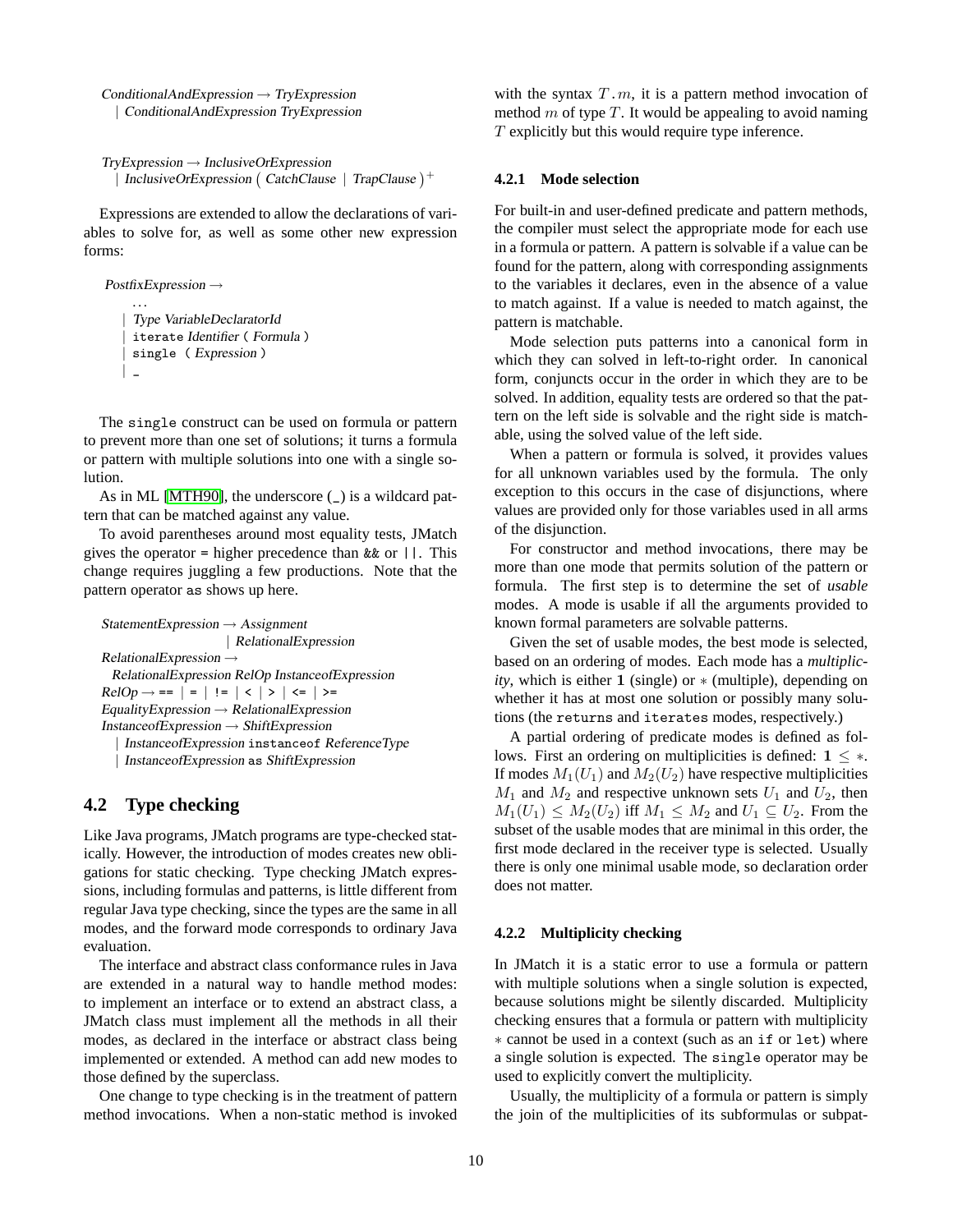```
ConditionalAndExpression → TryExpression
  | ConditionalAndExpression TryExpression

TryExpression → InclusiveOrExpression
  | InclusiveOrExpression ( CatchClause | TrapClause )+
```

Expressions are extended to allow the declarations of variables to solve for, as well as some other new expression forms:

```
PostfixExpression →
    ...
  | Type VariableDeclaratorId
  | iterate Identifier ( Formula )
  | single ( Expression )
  | _
```

The `single` construct can be used on formula or pattern to prevent more than one set of solutions; it turns a formula or pattern with multiple solutions into one with a single solution.

As in ML [MTH90], the underscore (_) is a wildcard pattern that can be matched against any value.

To avoid parentheses around most equality tests, JMatch gives the operator `=` higher precedence than `&&` or `||`. This change requires juggling a few productions. Note that the pattern operator `as` shows up here.

```
StatementExpression → Assignment
                    | RelationalExpression
RelationalExpression →
  RelationalExpression RelOp InstanceofExpression
RelOp → == | = | != | < | > | <= | >=
EqualityExpression → RelationalExpression
InstanceofExpression → ShiftExpression
  | InstanceofExpression instanceof ReferenceType
  | InstanceofExpression as ShiftExpression
```

## 4.2 Type checking

Like Java programs, JMatch programs are type-checked statically. However, the introduction of modes creates new obligations for static checking. Type checking JMatch expressions, including formulas and patterns, is little different from regular Java type checking, since the types are the same in all modes, and the forward mode corresponds to ordinary Java evaluation.

The interface and abstract class conformance rules in Java are extended in a natural way to handle method modes: to implement an interface or to extend an abstract class, a JMatch class must implement all the methods in all their modes, as declared in the interface or abstract class being implemented or extended. A method can add new modes to those defined by the superclass.

One change to type checking is in the treatment of pattern method invocations. When a non-static method is invoked with the syntax $T.m$, it is a pattern method invocation of method $m$ of type $T$. It would be appealing to avoid naming $T$ explicitly but this would require type inference.

### 4.2.1 Mode selection

For built-in and user-defined predicate and pattern methods, the compiler must select the appropriate mode for each use in a formula or pattern. A pattern is solvable if a value can be found for the pattern, along with corresponding assignments to the variables it declares, even in the absence of a value to match against. If a value is needed to match against, the pattern is matchable.

Mode selection puts patterns into a canonical form in which they can solved in left-to-right order. In canonical form, conjuncts occur in the order in which they are to be solved. In addition, equality tests are ordered so that the pattern on the left side is solvable and the right side is matchable, using the solved value of the left side.

When a pattern or formula is solved, it provides values for all unknown variables used by the formula. The only exception to this occurs in the case of disjunctions, where values are provided only for those variables used in all arms of the disjunction.

For constructor and method invocations, there may be more than one mode that permits solution of the pattern or formula. The first step is to determine the set of *usable* modes. A mode is usable if all the arguments provided to known formal parameters are solvable patterns.

Given the set of usable modes, the best mode is selected, based on an ordering of modes. Each mode has a *multiplicity*, which is either $\mathbf{1}$ (single) or $*$ (multiple), depending on whether it has at most one solution or possibly many solutions (the `returns` and `iterates` modes, respectively.)

A partial ordering of predicate modes is defined as follows. First an ordering on multiplicities is defined: $\mathbf{1} \leq *$. If modes $M_1(U_1)$ and $M_2(U_2)$ have respective multiplicities $M_1$ and $M_2$ and respective unknown sets $U_1$ and $U_2$, then $M_1(U_1) \leq M_2(U_2)$ iff $M_1 \leq M_2$ and $U_1 \subseteq U_2$. From the subset of the usable modes that are minimal in this order, the first mode declared in the receiver type is selected. Usually there is only one minimal usable mode, so declaration order does not matter.

### 4.2.2 Multiplicity checking

In JMatch it is a static error to use a formula or pattern with multiple solutions when a single solution is expected, because solutions might be silently discarded. Multiplicity checking ensures that a formula or pattern with multiplicity $*$ cannot be used in a context (such as an `if` or `let`) where a single solution is expected. The `single` operator may be used to explicitly convert the multiplicity.

Usually, the multiplicity of a formula or pattern is simply the join of the multiplicities of its subformulas or subpat-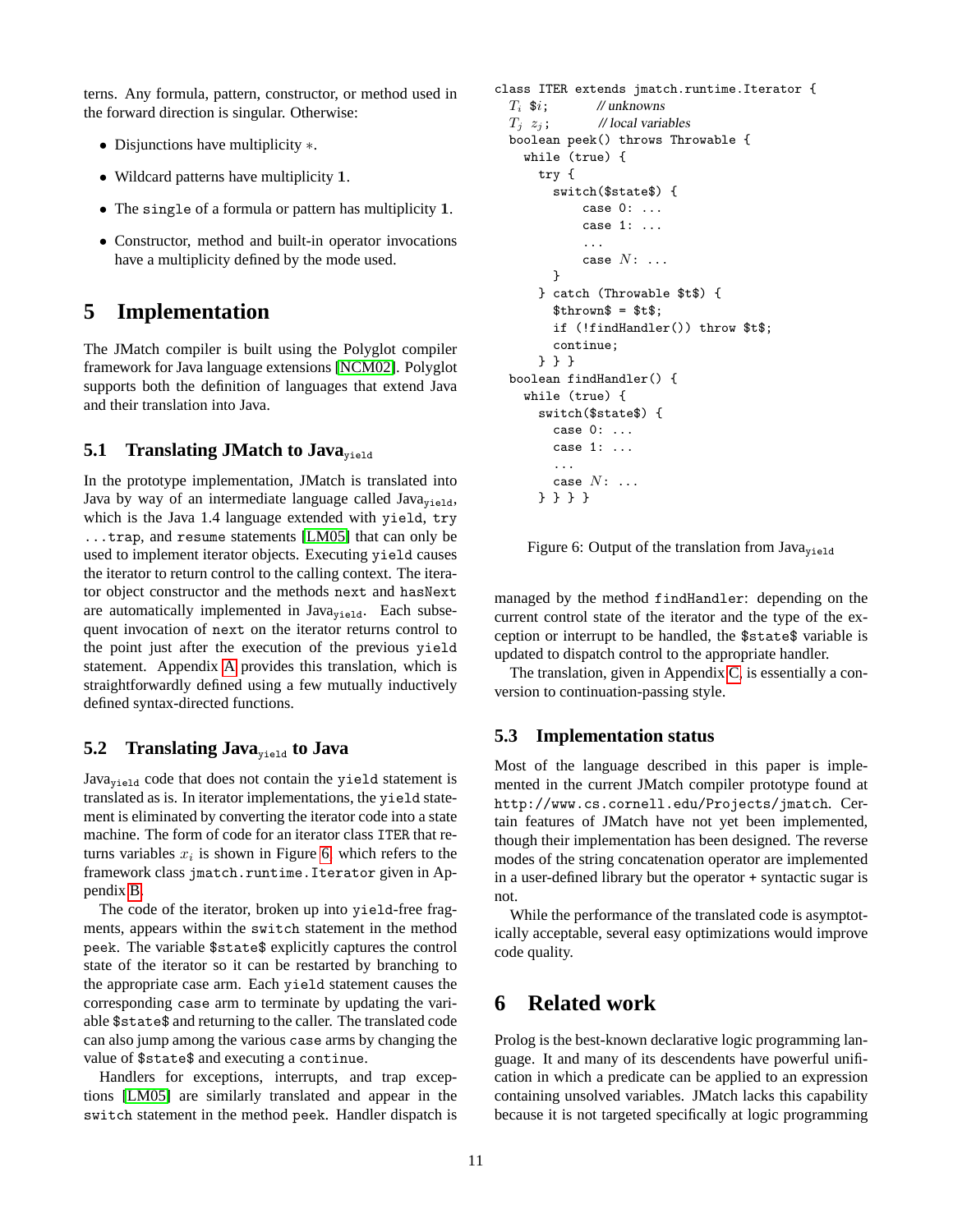terns. Any formula, pattern, constructor, or method used in the forward direction is singular. Otherwise:

- Disjunctions have multiplicity $*$.
- Wildcard patterns have multiplicity $\mathbf{1}$.
- The `single` of a formula or pattern has multiplicity $\mathbf{1}$.
- Constructor, method and built-in operator invocations have a multiplicity defined by the mode used.

# 5 Implementation

The JMatch compiler is built using the Polyglot compiler framework for Java language extensions [NCM02]. Polyglot supports both the definition of languages that extend Java and their translation into Java.

## 5.1 Translating JMatch to Java$_{\texttt{yield}}$

In the prototype implementation, JMatch is translated into Java by way of an intermediate language called Java$_{\texttt{yield}}$, which is the Java 1.4 language extended with `yield`, `try ...trap`, and `resume` statements [LM05] that can only be used to implement iterator objects. Executing `yield` causes the iterator to return control to the calling context. The iterator object constructor and the methods `next` and `hasNext` are automatically implemented in Java$_{\texttt{yield}}$. Each subsequent invocation of `next` on the iterator returns control to the point just after the execution of the previous `yield` statement. Appendix A provides this translation, which is straightforwardly defined using a few mutually inductively defined syntax-directed functions.

## 5.2 Translating Java$_{\texttt{yield}}$ to Java

Java$_{\texttt{yield}}$ code that does not contain the `yield` statement is translated as is. In iterator implementations, the `yield` statement is eliminated by converting the iterator code into a state machine. The form of code for an iterator class `ITER` that returns variables $x_i$ is shown in Figure 6, which refers to the framework class `jmatch.runtime.Iterator` given in Appendix B.

The code of the iterator, broken up into `yield`-free fragments, appears within the `switch` statement in the method `peek`. The variable `$state$` explicitly captures the control state of the iterator so it can be restarted by branching to the appropriate case arm. Each `yield` statement causes the corresponding `case` arm to terminate by updating the variable `$state$` and returning to the caller. The translated code can also jump among the various `case` arms by changing the value of `$state$` and executing a `continue`.

Handlers for exceptions, interrupts, and trap exceptions [LM05] are similarly translated and appear in the `switch` statement in the method `peek`. Handler dispatch is managed by the method `findHandler`: depending on the current control state of the iterator and the type of the exception or interrupt to be handled, the `$state$` variable is updated to dispatch control to the appropriate handler.

```
class ITER extends jmatch.runtime.Iterator {
  T_i $i;          // unknowns
  T_j z_j;         // local variables
  boolean peek() throws Throwable {
    while (true) {
      try {
        switch($state$) {
            case 0: ...
            case 1: ...
            ...
            case N: ...
        }
      } catch (Throwable $t$) {
        $thrown$ = $t$;
        if (!findHandler()) throw $t$;
        continue;
      } } }
  boolean findHandler() {
    while (true) {
      switch($state$) {
        case 0: ...
        case 1: ...
        ...
        case N: ...
      } } } }
```

Figure 6: Output of the translation from Java$_{\texttt{yield}}$

The translation, given in Appendix C, is essentially a conversion to continuation-passing style.

## 5.3 Implementation status

Most of the language described in this paper is implemented in the current JMatch compiler prototype found at `http://www.cs.cornell.edu/Projects/jmatch`. Certain features of JMatch have not yet been implemented, though their implementation has been designed. The reverse modes of the string concatenation operator are implemented in a user-defined library but the operator `+` syntactic sugar is not.

While the performance of the translated code is asymptotically acceptable, several easy optimizations would improve code quality.

# 6 Related work

Prolog is the best-known declarative logic programming language. It and many of its descendents have powerful unification in which a predicate can be applied to an expression containing unsolved variables. JMatch lacks this capability because it is not targeted specifically at logic programming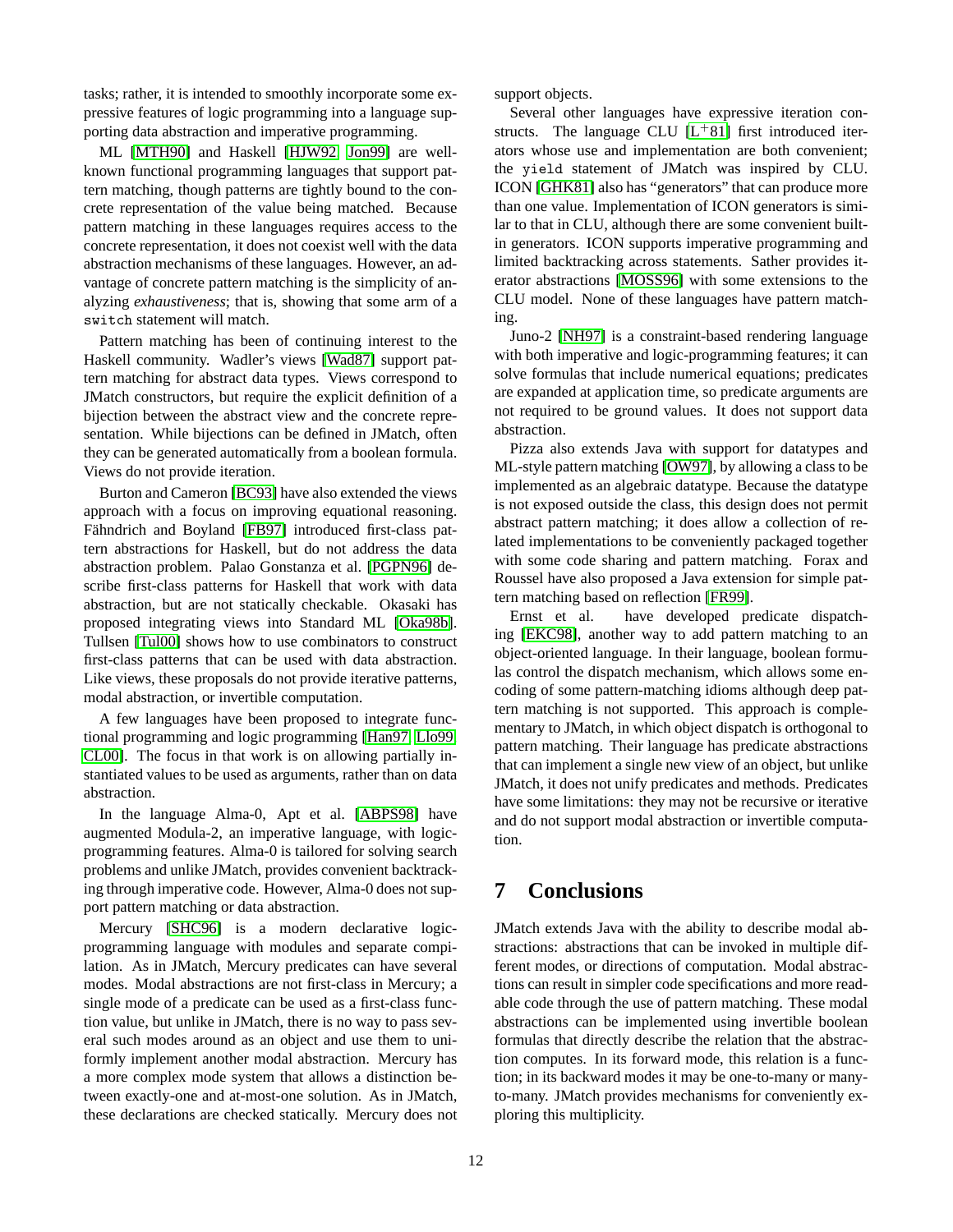tasks; rather, it is intended to smoothly incorporate some expressive features of logic programming into a language supporting data abstraction and imperative programming.

ML [MTH90] and Haskell [HJW92, Jon99] are well-known functional programming languages that support pattern matching, though patterns are tightly bound to the concrete representation of the value being matched. Because pattern matching in these languages requires access to the concrete representation, it does not coexist well with the data abstraction mechanisms of these languages. However, an advantage of concrete pattern matching is the simplicity of analyzing *exhaustiveness*; that is, showing that some arm of a `switch` statement will match.

Pattern matching has been of continuing interest to the Haskell community. Wadler's views [Wad87] support pattern matching for abstract data types. Views correspond to JMatch constructors, but require the explicit definition of a bijection between the abstract view and the concrete representation. While bijections can be defined in JMatch, often they can be generated automatically from a boolean formula. Views do not provide iteration.

Burton and Cameron [BC93] have also extended the views approach with a focus on improving equational reasoning. Fähndrich and Boyland [FB97] introduced first-class pattern abstractions for Haskell, but do not address the data abstraction problem. Palao Gonstanza et al. [PGPN96] describe first-class patterns for Haskell that work with data abstraction, but are not statically checkable. Okasaki has proposed integrating views into Standard ML [Oka98b]. Tullsen [Tul00] shows how to use combinators to construct first-class patterns that can be used with data abstraction. Like views, these proposals do not provide iterative patterns, modal abstraction, or invertible computation.

A few languages have been proposed to integrate functional programming and logic programming [Han97, Llo99, CL00]. The focus in that work is on allowing partially instantiated values to be used as arguments, rather than on data abstraction.

In the language Alma-0, Apt et al. [ABPS98] have augmented Modula-2, an imperative language, with logic-programming features. Alma-0 is tailored for solving search problems and unlike JMatch, provides convenient backtracking through imperative code. However, Alma-0 does not support pattern matching or data abstraction.

Mercury [SHC96] is a modern declarative logic-programming language with modules and separate compilation. As in JMatch, Mercury predicates can have several modes. Modal abstractions are not first-class in Mercury; a single mode of a predicate can be used as a first-class function value, but unlike in JMatch, there is no way to pass several such modes around as an object and use them to uniformly implement another modal abstraction. Mercury has a more complex mode system that allows a distinction between exactly-one and at-most-one solution. As in JMatch, these declarations are checked statically. Mercury does not support objects.

Several other languages have expressive iteration constructs. The language CLU [L+81] first introduced iterators whose use and implementation are both convenient; the `yield` statement of JMatch was inspired by CLU. ICON [GHK81] also has "generators" that can produce more than one value. Implementation of ICON generators is similar to that in CLU, although there are some convenient built-in generators. ICON supports imperative programming and limited backtracking across statements. Sather provides iterator abstractions [MOSS96] with some extensions to the CLU model. None of these languages have pattern matching.

Juno-2 [NH97] is a constraint-based rendering language with both imperative and logic-programming features; it can solve formulas that include numerical equations; predicates are expanded at application time, so predicate arguments are not required to be ground values. It does not support data abstraction.

Pizza also extends Java with support for datatypes and ML-style pattern matching [OW97], by allowing a class to be implemented as an algebraic datatype. Because the datatype is not exposed outside the class, this design does not permit abstract pattern matching; it does allow a collection of related implementations to be conveniently packaged together with some code sharing and pattern matching. Forax and Roussel have also proposed a Java extension for simple pattern matching based on reflection [FR99].

Ernst et al. have developed predicate dispatching [EKC98], another way to add pattern matching to an object-oriented language. In their language, boolean formulas control the dispatch mechanism, which allows some encoding of some pattern-matching idioms although deep pattern matching is not supported. This approach is complementary to JMatch, in which object dispatch is orthogonal to pattern matching. Their language has predicate abstractions that can implement a single new view of an object, but unlike JMatch, it does not unify predicates and methods. Predicates have some limitations: they may not be recursive or iterative and do not support modal abstraction or invertible computation.

# 7 Conclusions

JMatch extends Java with the ability to describe modal abstractions: abstractions that can be invoked in multiple different modes, or directions of computation. Modal abstractions can result in simpler code specifications and more readable code through the use of pattern matching. These modal abstractions can be implemented using invertible boolean formulas that directly describe the relation that the abstraction computes. In its forward mode, this relation is a function; in its backward modes it may be one-to-many or many-to-many. JMatch provides mechanisms for conveniently exploring this multiplicity.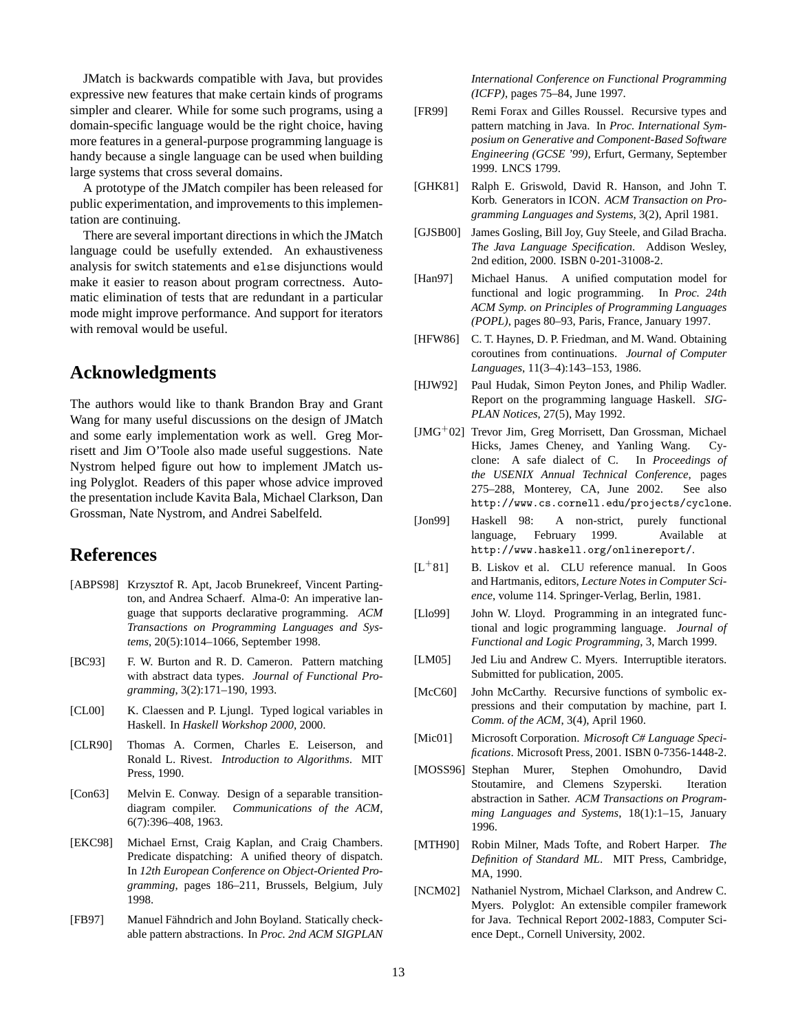JMatch is backwards compatible with Java, but provides expressive new features that make certain kinds of programs simpler and clearer. While for some such programs, using a domain-specific language would be the right choice, having more features in a general-purpose programming language is handy because a single language can be used when building large systems that cross several domains.

A prototype of the JMatch compiler has been released for public experimentation, and improvements to this implementation are continuing.

There are several important directions in which the JMatch language could be usefully extended. An exhaustiveness analysis for switch statements and `else` disjunctions would make it easier to reason about program correctness. Automatic elimination of tests that are redundant in a particular mode might improve performance. And support for iterators with removal would be useful.

## Acknowledgments

The authors would like to thank Brandon Bray and Grant Wang for many useful discussions on the design of JMatch and some early implementation work as well. Greg Morrisett and Jim O'Toole also made useful suggestions. Nate Nystrom helped figure out how to implement JMatch using Polyglot. Readers of this paper whose advice improved the presentation include Kavita Bala, Michael Clarkson, Dan Grossman, Nate Nystrom, and Andrei Sabelfeld.

## References

[ABPS98] Krzysztof R. Apt, Jacob Brunekreef, Vincent Partington, and Andrea Schaerf. Alma-0: An imperative language that supports declarative programming. *ACM Transactions on Programming Languages and Systems*, 20(5):1014–1066, September 1998.

[BC93] F. W. Burton and R. D. Cameron. Pattern matching with abstract data types. *Journal of Functional Programming*, 3(2):171–190, 1993.

[CL00] K. Claessen and P. Ljungl. Typed logical variables in Haskell. In *Haskell Workshop 2000*, 2000.

[CLR90] Thomas A. Cormen, Charles E. Leiserson, and Ronald L. Rivest. *Introduction to Algorithms*. MIT Press, 1990.

[Con63] Melvin E. Conway. Design of a separable transition-diagram compiler. *Communications of the ACM*, 6(7):396–408, 1963.

[EKC98] Michael Ernst, Craig Kaplan, and Craig Chambers. Predicate dispatching: A unified theory of dispatch. In *12th European Conference on Object-Oriented Programming*, pages 186–211, Brussels, Belgium, July 1998.

[FB97] Manuel Fähndrich and John Boyland. Statically checkable pattern abstractions. In *Proc. 2nd ACM SIGPLAN International Conference on Functional Programming (ICFP)*, pages 75–84, June 1997.

[FR99] Remi Forax and Gilles Roussel. Recursive types and pattern matching in Java. In *Proc. International Symposium on Generative and Component-Based Software Engineering (GCSE '99)*, Erfurt, Germany, September 1999. LNCS 1799.

[GHK81] Ralph E. Griswold, David R. Hanson, and John T. Korb. Generators in ICON. *ACM Transaction on Programming Languages and Systems*, 3(2), April 1981.

[GJSB00] James Gosling, Bill Joy, Guy Steele, and Gilad Bracha. *The Java Language Specification*. Addison Wesley, 2nd edition, 2000. ISBN 0-201-31008-2.

[Han97] Michael Hanus. A unified computation model for functional and logic programming. In *Proc. 24th ACM Symp. on Principles of Programming Languages (POPL)*, pages 80–93, Paris, France, January 1997.

[HFW86] C. T. Haynes, D. P. Friedman, and M. Wand. Obtaining coroutines from continuations. *Journal of Computer Languages*, 11(3–4):143–153, 1986.

[HJW92] Paul Hudak, Simon Peyton Jones, and Philip Wadler. Report on the programming language Haskell. *SIGPLAN Notices*, 27(5), May 1992.

[JMG+02] Trevor Jim, Greg Morrisett, Dan Grossman, Michael Hicks, James Cheney, and Yanling Wang. Cyclone: A safe dialect of C. In *Proceedings of the USENIX Annual Technical Conference*, pages 275–288, Monterey, CA, June 2002. See also `http://www.cs.cornell.edu/projects/cyclone`.

[Jon99] Haskell 98: A non-strict, purely functional language, February 1999. Available at `http://www.haskell.org/onlinereport/`.

[L+81] B. Liskov et al. CLU reference manual. In Goos and Hartmanis, editors, *Lecture Notes in Computer Science*, volume 114. Springer-Verlag, Berlin, 1981.

[Llo99] John W. Lloyd. Programming in an integrated functional and logic programming language. *Journal of Functional and Logic Programming*, 3, March 1999.

[LM05] Jed Liu and Andrew C. Myers. Interruptible iterators. Submitted for publication, 2005.

[McC60] John McCarthy. Recursive functions of symbolic expressions and their computation by machine, part I. *Comm. of the ACM*, 3(4), April 1960.

[Mic01] Microsoft Corporation. *Microsoft C# Language Specifications*. Microsoft Press, 2001. ISBN 0-7356-1448-2.

[MOSS96] Stephan Murer, Stephen Omohundro, David Stoutamire, and Clemens Szyperski. Iteration abstraction in Sather. *ACM Transactions on Programming Languages and Systems*, 18(1):1–15, January 1996.

[MTH90] Robin Milner, Mads Tofte, and Robert Harper. *The Definition of Standard ML*. MIT Press, Cambridge, MA, 1990.

[NCM02] Nathaniel Nystrom, Michael Clarkson, and Andrew C. Myers. Polyglot: An extensible compiler framework for Java. Technical Report 2002-1883, Computer Science Dept., Cornell University, 2002.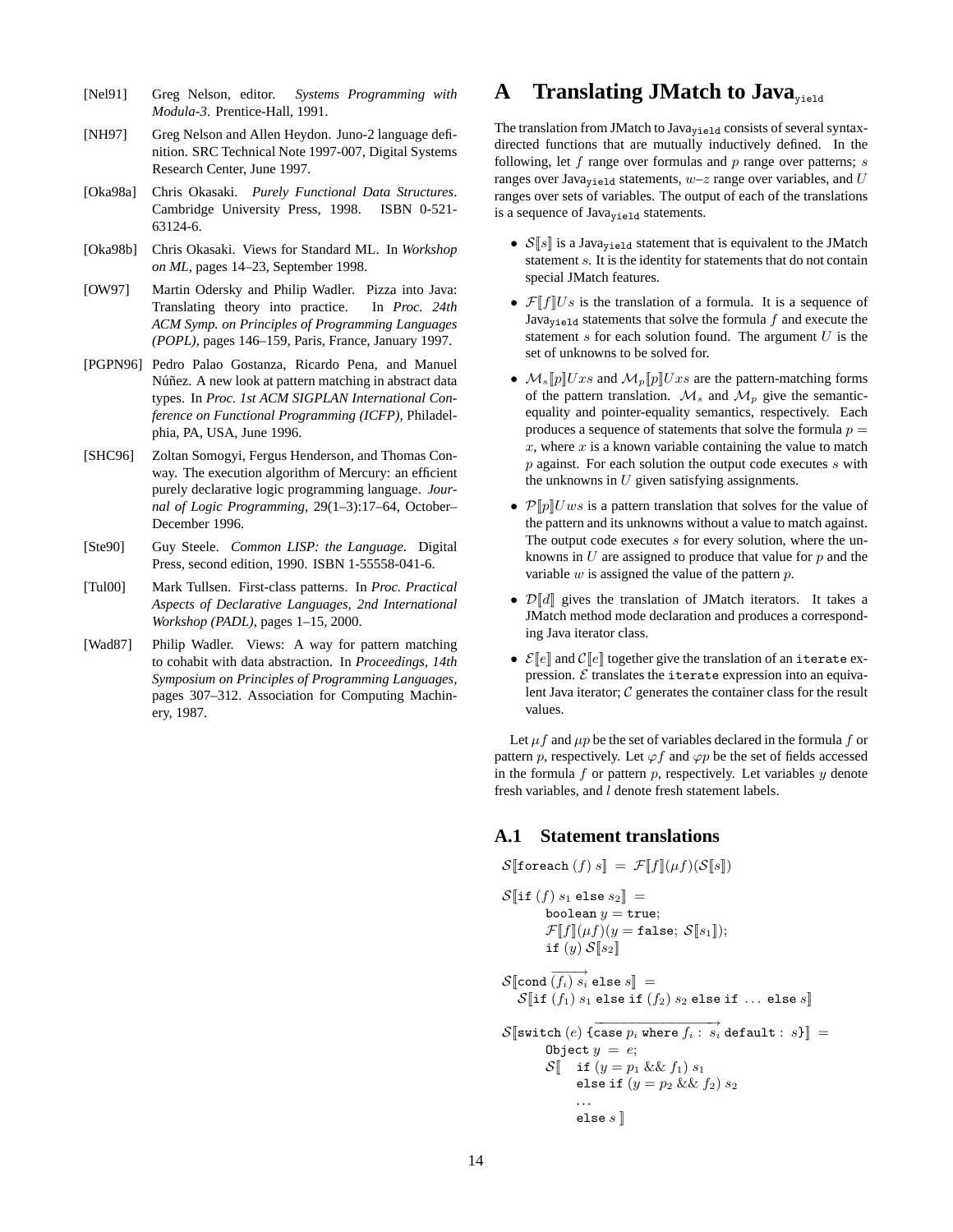- [Nel91] Greg Nelson, editor. *Systems Programming with Modula-3*. Prentice-Hall, 1991.
- [NH97] Greg Nelson and Allen Heydon. Juno-2 language definition. SRC Technical Note 1997-007, Digital Systems Research Center, June 1997.
- [Oka98a] Chris Okasaki. *Purely Functional Data Structures*. Cambridge University Press, 1998. ISBN 0-521-63124-6.
- [Oka98b] Chris Okasaki. Views for Standard ML. In *Workshop on ML*, pages 14–23, September 1998.
- [OW97] Martin Odersky and Philip Wadler. Pizza into Java: Translating theory into practice. In *Proc. 24th ACM Symp. on Principles of Programming Languages (POPL)*, pages 146–159, Paris, France, January 1997.
- [PGPN96] Pedro Palao Gostanza, Ricardo Pena, and Manuel Núñez. A new look at pattern matching in abstract data types. In *Proc. 1st ACM SIGPLAN International Conference on Functional Programming (ICFP)*, Philadelphia, PA, USA, June 1996.
- [SHC96] Zoltan Somogyi, Fergus Henderson, and Thomas Conway. The execution algorithm of Mercury: an efficient purely declarative logic programming language. *Journal of Logic Programming*, 29(1–3):17–64, October–December 1996.
- [Ste90] Guy Steele. *Common LISP: the Language*. Digital Press, second edition, 1990. ISBN 1-55558-041-6.
- [Tul00] Mark Tullsen. First-class patterns. In *Proc. Practical Aspects of Declarative Languages, 2nd International Workshop (PADL)*, pages 1–15, 2000.
- [Wad87] Philip Wadler. Views: A way for pattern matching to cohabit with data abstraction. In *Proceedings, 14th Symposium on Principles of Programming Languages*, pages 307–312. Association for Computing Machinery, 1987.

# A Translating JMatch to Java$_{\texttt{yield}}$

The translation from JMatch to Java$_{\texttt{yield}}$ consists of several syntax-directed functions that are mutually inductively defined. In the following, let $f$ range over formulas and $p$ range over patterns; $s$ ranges over Java$_{\texttt{yield}}$ statements, $w$–$z$ range over variables, and $U$ ranges over sets of variables. The output of each of the translations is a sequence of Java$_{\texttt{yield}}$ statements.

- $\mathcal{S}[\![s]\!]$ is a Java$_{\texttt{yield}}$ statement that is equivalent to the JMatch statement $s$. It is the identity for statements that do not contain special JMatch features.
- $\mathcal{F}[\![f]\!]Us$ is the translation of a formula. It is a sequence of Java$_{\texttt{yield}}$ statements that solve the formula $f$ and execute the statement $s$ for each solution found. The argument $U$ is the set of unknowns to be solved for.
- $\mathcal{M}_s[\![p]\!]Uxs$ and $\mathcal{M}_p[\![p]\!]Uxs$ are the pattern-matching forms of the pattern translation. $\mathcal{M}_s$ and $\mathcal{M}_p$ give the semantic-equality and pointer-equality semantics, respectively. Each produces a sequence of statements that solve the formula $p = x$, where $x$ is a known variable containing the value to match $p$ against. For each solution the output code executes $s$ with the unknowns in $U$ given satisfying assignments.
- $\mathcal{P}[\![p]\!]Uws$ is a pattern translation that solves for the value of the pattern and its unknowns without a value to match against. The output code executes $s$ for every solution, where the unknowns in $U$ are assigned to produce that value for $p$ and the variable $w$ is assigned the value of the pattern $p$.
- $\mathcal{D}[\![d]\!]$ gives the translation of JMatch iterators. It takes a JMatch method mode declaration and produces a corresponding Java iterator class.
- $\mathcal{E}[\![e]\!]$ and $\mathcal{C}[\![e]\!]$ together give the translation of an `iterate` expression. $\mathcal{E}$ translates the `iterate` expression into an equivalent Java iterator; $\mathcal{C}$ generates the container class for the result values.

Let $\mu f$ and $\mu p$ be the set of variables declared in the formula $f$ or pattern $p$, respectively. Let $\varphi f$ and $\varphi p$ be the set of fields accessed in the formula $f$ or pattern $p$, respectively. Let variables $y$ denote fresh variables, and $l$ denote fresh statement labels.

## A.1 Statement translations

$$\mathcal{S}[\![\texttt{foreach}\ (f)\ s]\!] = \mathcal{F}[\![f]\!](\mu f)(\mathcal{S}[\![s]\!])$$

$$\begin{aligned}
&\mathcal{S}[\![\texttt{if}\ (f)\ s_1\ \texttt{else}\ s_2]\!] = \\
&\qquad \texttt{boolean}\ y = \texttt{true}; \\
&\qquad \mathcal{F}[\![f]\!](\mu f)(y = \texttt{false};\ \mathcal{S}[\![s_1]\!]); \\
&\qquad \texttt{if}\ (y)\ \mathcal{S}[\![s_2]\!]
\end{aligned}$$

$$\begin{aligned}
&\mathcal{S}[\![\texttt{cond}\ \overrightarrow{(f_i)\ s_i}\ \texttt{else}\ s]\!] = \\
&\quad \mathcal{S}[\![\texttt{if}\ (f_1)\ s_1\ \texttt{else if}\ (f_2)\ s_2\ \texttt{else if}\ \ldots\ \texttt{else}\ s]\!]
\end{aligned}$$

$$\begin{aligned}
&\mathcal{S}[\![\texttt{switch}\ (e)\ \{\overrightarrow{\texttt{case}\ p_i\ \texttt{where}\ f_i :\ s_i}\ \texttt{default}:\ s\}]\!] = \\
&\qquad \texttt{Object}\ y\ =\ e; \\
&\qquad \mathcal{S}[\![\quad \texttt{if}\ (y = p_1\ \&\&\ f_1)\ s_1 \\
&\qquad\qquad \texttt{else if}\ (y = p_2\ \&\&\ f_2)\ s_2 \\
&\qquad\qquad \ldots \\
&\qquad\qquad \texttt{else}\ s\ ]\!]
\end{aligned}$$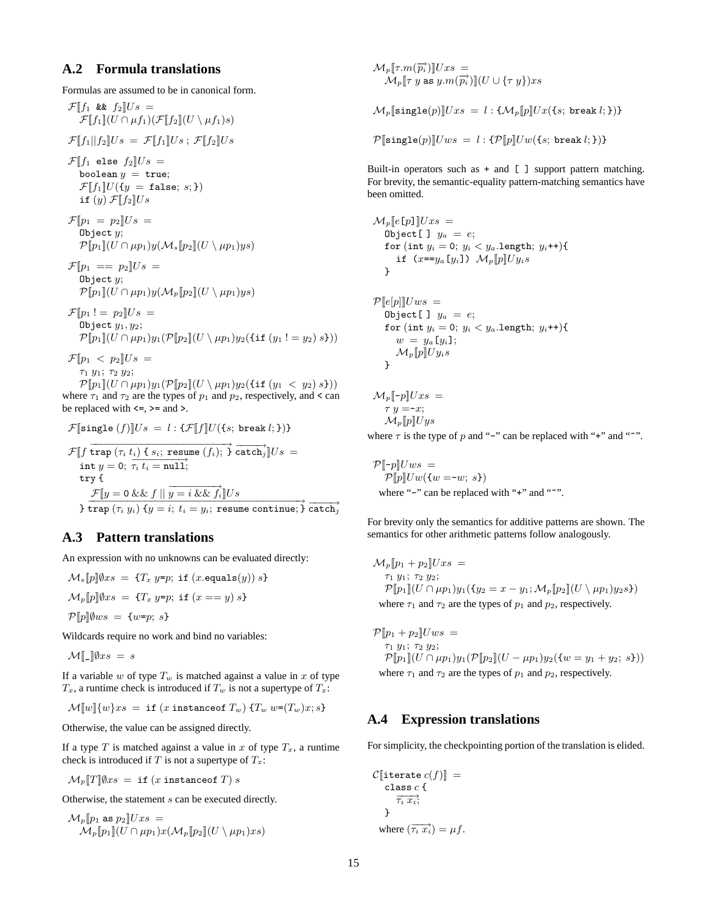## A.2 Formula translations

Formulas are assumed to be in canonical form.

$\mathcal{F}[\![f_1 \texttt{ \&\& } f_2]\!]Us =$
$\quad \mathcal{F}[\![f_1]\!](U \cap \mu f_1)(\mathcal{F}[\![f_2]\!](U \setminus \mu f_1)s)$

$\mathcal{F}[\![f_1 || f_2]\!]Us = \mathcal{F}[\![f_1]\!]Us \,;\, \mathcal{F}[\![f_2]\!]Us$

$\mathcal{F}[\![f_1 \texttt{ else } f_2]\!]Us =$
$\quad \texttt{boolean } y = \texttt{true};$
$\quad \mathcal{F}[\![f_1]\!]U(\{y = \texttt{false};\ s;\})$
$\quad \texttt{if } (y)\ \mathcal{F}[\![f_2]\!]Us$

$\mathcal{F}[\![p_1 = p_2]\!]Us =$
$\quad \texttt{Object } y;$
$\quad \mathcal{P}[\![p_1]\!](U \cap \mu p_1)y(\mathcal{M}_s[\![p_2]\!](U \setminus \mu p_1)ys)$

$\mathcal{F}[\![p_1 == p_2]\!]Us =$
$\quad \texttt{Object } y;$
$\quad \mathcal{P}[\![p_1]\!](U \cap \mu p_1)y(\mathcal{M}_p[\![p_2]\!](U \setminus \mu p_1)ys)$

$\mathcal{F}[\![p_1\ != p_2]\!]Us =$
$\quad \texttt{Object } y_1, y_2;$
$\quad \mathcal{P}[\![p_1]\!](U \cap \mu p_1)y_1(\mathcal{P}[\![p_2]\!](U \setminus \mu p_1)y_2(\{\texttt{if } (y_1\ != y_2)\ s\}))$

$\mathcal{F}[\![p_1 < p_2]\!]Us =$
$\quad \tau_1\ y_1;\ \tau_2\ y_2;$
$\quad \mathcal{P}[\![p_1]\!](U \cap \mu p_1)y_1(\mathcal{P}[\![p_2]\!](U \setminus \mu p_1)y_2(\{\texttt{if } (y_1 < y_2)\ s\}))$

where $\tau_1$ and $\tau_2$ are the types of $p_1$ and $p_2$, respectively, and `<` can be replaced with `<=`, `>=` and `>`.

$\mathcal{F}[\![\texttt{single } (f)]\!]Us = l : \{\mathcal{F}[\![f]\!]U(\{s;\ \texttt{break } l;\})\}$

$\mathcal{F}[\![f\ \overrightarrow{\texttt{trap } (\tau_i\ t_i)\ \{\ s_i;\ \texttt{resume } (f_i);\ \}}\ \overrightarrow{\texttt{catch}_j}]\!]Us =$
$\quad \texttt{int } y = 0;\ \overrightarrow{\tau_i\ t_i = \texttt{null}};$
$\quad \texttt{try } \{$
$\quad\quad \mathcal{F}[\![y = 0\ \&\&\ f\ ||\ \overrightarrow{y = i\ \&\&\ f_i}]\!]Us$
$\quad \overrightarrow{\}\ \texttt{trap } (\tau_i\ y_i)\ \{y = i;\ t_i = y_i;\ \texttt{resume continue};\ \}}\ \overrightarrow{\texttt{catch}_j}$

## A.3 Pattern translations

An expression with no unknowns can be evaluated directly:

$\mathcal{M}_s[\![p]\!]\emptyset xs = \{T_x\ y\texttt{=}p;\ \texttt{if } (x.\texttt{equals}(y))\ s\}$

$\mathcal{M}_p[\![p]\!]\emptyset xs = \{T_x\ y\texttt{=}p;\ \texttt{if } (x == y)\ s\}$

$\mathcal{P}[\![p]\!]\emptyset ws = \{w\texttt{=}p;\ s\}$

Wildcards require no work and bind no variables:

$\mathcal{M}[\![\_]\!]\emptyset xs = s$

If a variable $w$ of type $T_w$ is matched against a value in $x$ of type $T_x$, a runtime check is introduced if $T_w$ is not a supertype of $T_x$:

$\mathcal{M}[\![w]\!]\{w\}xs = \texttt{if } (x \texttt{ instanceof } T_w)\ \{T_w\ w\texttt{=}(T_w)x; s\}$

Otherwise, the value can be assigned directly.

If a type $T$ is matched against a value in $x$ of type $T_x$, a runtime check is introduced if $T$ is not a supertype of $T_x$:

$\mathcal{M}_p[\![T]\!]\emptyset xs = \texttt{if } (x \texttt{ instanceof } T)\ s$

Otherwise, the statement $s$ can be executed directly.

$\mathcal{M}_p[\![p_1 \texttt{ as } p_2]\!]Uxs =$
$\quad \mathcal{M}_p[\![p_1]\!](U \cap \mu p_1)x(\mathcal{M}_p[\![p_2]\!](U \setminus \mu p_1)xs)$

$\mathcal{M}_p[\![\tau.m(\overrightarrow{p_i})]\!]Uxs =$
$\quad \mathcal{M}_p[\![\tau\ y \texttt{ as } y.m(\overrightarrow{p_i})]\!](U \cup \{\tau\ y\})xs$

$\mathcal{M}_p[\![\texttt{single}(p)]\!]Uxs = l : \{\mathcal{M}_p[\![p]\!]Ux(\{s;\ \texttt{break } l;\})\}$

$\mathcal{P}[\![\texttt{single}(p)]\!]Uws = l : \{\mathcal{P}[\![p]\!]Uw(\{s;\ \texttt{break } l;\})\}$

Built-in operators such as `+` and `[ ]` support pattern matching. For brevity, the semantic-equality pattern-matching semantics have been omitted.

$\mathcal{M}_p[\![e\texttt{[}p\texttt{]}]\!]Uxs =$
$\quad \texttt{Object[ ] } y_a = e;$
$\quad \texttt{for (int } y_i = 0;\ y_i < y_a.\texttt{length};\ y_i\texttt{++)\{}$
$\quad\quad \texttt{if } (x\texttt{==}y_a\texttt{[}y_i\texttt{]})\ \mathcal{M}_p[\![p]\!]Uy_is$
$\quad \texttt{\}}$

$\mathcal{P}[\![e[p]]\!]Uws =$
$\quad \texttt{Object[ ] } y_a = e;$
$\quad \texttt{for (int } y_i = 0;\ y_i < y_a.\texttt{length};\ y_i\texttt{++)\{}$
$\quad\quad w = y_a\texttt{[}y_i\texttt{]};$
$\quad\quad \mathcal{M}_p[\![p]\!]Uy_is$
$\quad \texttt{\}}$

$\mathcal{M}_p[\![\texttt{-}p]\!]Uxs =$
$\quad \tau\ y = -x;$
$\quad \mathcal{M}_p[\![p]\!]Uys$

where $\tau$ is the type of $p$ and "`-`" can be replaced with "`+`" and "`~`".

$\mathcal{P}[\![\texttt{-}p]\!]Uws =$
$\quad \mathcal{P}[\![p]\!]Uw(\{w = -w;\ s\})$

where "`-`" can be replaced with "`+`" and "`~`".

For brevity only the semantics for additive patterns are shown. The semantics for other arithmetic patterns follow analogously.

$\mathcal{M}_p[\![p_1 + p_2]\!]Uxs =$
$\quad \tau_1\ y_1;\ \tau_2\ y_2;$
$\quad \mathcal{P}[\![p_1]\!](U \cap \mu p_1)y_1(\{y_2 = x - y_1; \mathcal{M}_p[\![p_2]\!](U \setminus \mu p_1)y_2s\})$

where $\tau_1$ and $\tau_2$ are the types of $p_1$ and $p_2$, respectively.

$\mathcal{P}[\![p_1 + p_2]\!]Uws =$
$\quad \tau_1\ y_1;\ \tau_2\ y_2;$
$\quad \mathcal{P}[\![p_1]\!](U \cap \mu p_1)y_1(\mathcal{P}[\![p_2]\!](U - \mu p_1)y_2(\{w = y_1 + y_2;\ s\}))$

where $\tau_1$ and $\tau_2$ are the types of $p_1$ and $p_2$, respectively.

## A.4 Expression translations

For simplicity, the checkpointing portion of the translation is elided.

$\mathcal{C}[\![\texttt{iterate } c(f)]\!] =$
$\quad \texttt{class } c\ \{$
$\quad\quad \overrightarrow{\tau_i\ x_i};$
$\quad \}$

where $(\overrightarrow{\tau_i\ x_i}) = \mu f$.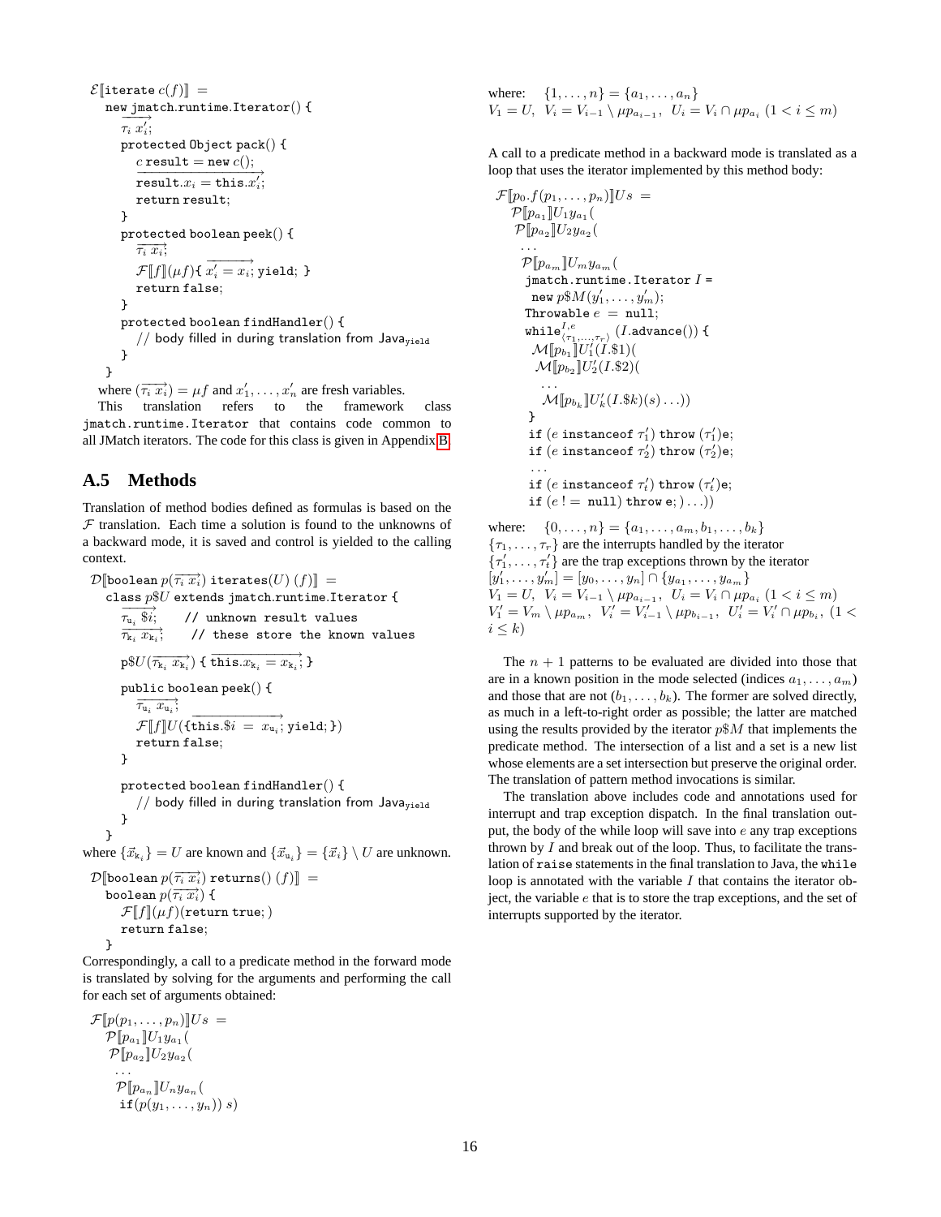$\mathcal{E}[\![\texttt{iterate}\ c(f)]\!]$ =

```
new jmatch.runtime.Iterator() {
  τ_i x'_i;   (vector)
  protected Object pack() {
    c result = new c();
    result.x_i = this.x'_i;   (vector)
    return result;
  }
  protected boolean peek() {
    τ_i x_i;   (vector)
    F[[f]](μf){ x'_i = x_i; (vector) yield; }
    return false;
  }
  protected boolean findHandler() {
    // body filled in during translation from Java_yield
  }
}
```

where $(\overrightarrow{\tau_i\ x_i}) = \mu f$ and $x'_1, \ldots, x'_n$ are fresh variables.

This translation refers to the framework class `jmatch.runtime.Iterator` that contains code common to all JMatch iterators. The code for this class is given in Appendix B.

## A.5 Methods

Translation of method bodies defined as formulas is based on the $\mathcal{F}$ translation. Each time a solution is found to the unknowns of a backward mode, it is saved and control is yielded to the calling context.

$\mathcal{D}[\![\texttt{boolean}\ p(\overrightarrow{\tau_i\ x_i})\ \texttt{iterates}(U)\ (f)]\!]$ =

```
class p$U extends jmatch.runtime.Iterator {
  τ_{u_i} $i;       // unknown result values   (vector)
  τ_{k_i} x_{k_i};  // these store the known values   (vector)

  p$U(τ_{k_i} x_{k_i}) { this.x_{k_i} = x_{k_i}; }   (vectors)

  public boolean peek() {
    τ_{u_i} x_{u_i};   (vector)
    F[[f]]U({this.$i = x_{u_i}; (vector) yield;})
    return false;
  }

  protected boolean findHandler() {
    // body filled in during translation from Java_yield
  }
}
```

where $\{\vec{x}_{\mathtt{k}_i}\} = U$ are known and $\{\vec{x}_{\mathtt{u}_i}\} = \{\vec{x}_i\} \setminus U$ are unknown.

$\mathcal{D}[\![\texttt{boolean}\ p(\overrightarrow{\tau_i\ x_i})\ \texttt{returns}()\ (f)]\!]$ =

```
boolean p(τ_i x_i) {   (vector)
  F[[f]](μf)(return true; )
  return false;
}
```

Correspondingly, a call to a predicate method in the forward mode is translated by solving for the arguments and performing the call for each set of arguments obtained:

$\mathcal{F}[\![p(p_1, \ldots, p_n)]\!]Us$ =

```
P[[p_{a_1}]]U_1 y_{a_1}(
 P[[p_{a_2}]]U_2 y_{a_2}(
  ...
  P[[p_{a_n}]]U_n y_{a_n}(
  if(p(y_1, ..., y_n)) s)
```

where: $\{1, \ldots, n\} = \{a_1, \ldots, a_n\}$
$V_1 = U,\ V_i = V_{i-1} \setminus \mu p_{a_{i-1}},\ U_i = V_i \cap \mu p_{a_i}\ (1 < i \le m)$

A call to a predicate method in a backward mode is translated as a loop that uses the iterator implemented by this method body:

$\mathcal{F}[\![p_0.f(p_1, \ldots, p_n)]\!]Us$ =

```
P[[p_{a_1}]]U_1 y_{a_1}(
 P[[p_{a_2}]]U_2 y_{a_2}(
  ...
  P[[p_{a_m}]]U_m y_{a_m}(
   jmatch.runtime.Iterator I =
    new p$M(y'_1, ..., y'_m);
   Throwable e = null;
   while^{I,e}_{⟨τ_1,...,τ_r⟩} (I.advance()) {
    M[[p_{b_1}]]U'_1(I.$1)(
     M[[p_{b_2}]]U'_2(I.$2)(
      ...
      M[[p_{b_k}]]U'_k(I.$k)(s)...))
   }
   if (e instanceof τ'_1) throw (τ'_1)e;
   if (e instanceof τ'_2) throw (τ'_2)e;
   ...
   if (e instanceof τ'_t) throw (τ'_t)e;
   if (e != null) throw e;)...))
```

where: $\{0, \ldots, n\} = \{a_1, \ldots, a_m, b_1, \ldots, b_k\}$
$\{\tau_1, \ldots, \tau_r\}$ are the interrupts handled by the iterator
$\{\tau'_1, \ldots, \tau'_t\}$ are the trap exceptions thrown by the iterator
$[y'_1, \ldots, y'_m] = [y_0, \ldots, y_n] \cap \{y_{a_1}, \ldots, y_{a_m}\}$
$V_1 = U,\ V_i = V_{i-1} \setminus \mu p_{a_{i-1}},\ U_i = V_i \cap \mu p_{a_i}\ (1 < i \le m)$
$V'_1 = V_m \setminus \mu p_{a_m},\ V'_i = V'_{i-1} \setminus \mu p_{b_{i-1}},\ U'_i = V'_i \cap \mu p_{b_i},\ (1 < i \le k)$

The $n + 1$ patterns to be evaluated are divided into those that are in a known position in the mode selected (indices $a_1, \ldots, a_m$) and those that are not ($b_1, \ldots, b_k$). The former are solved directly, as much in a left-to-right order as possible; the latter are matched using the results provided by the iterator $p\$M$ that implements the predicate method. The intersection of a list and a set is a new list whose elements are a set intersection but preserve the original order. The translation of pattern method invocations is similar.

The translation above includes code and annotations used for interrupt and trap exception dispatch. In the final translation output, the body of the while loop will save into $e$ any trap exceptions thrown by $I$ and break out of the loop. Thus, to facilitate the translation of `raise` statements in the final translation to Java, the `while` loop is annotated with the variable $I$ that contains the iterator object, the variable $e$ that is to store the trap exceptions, and the set of interrupts supported by the iterator.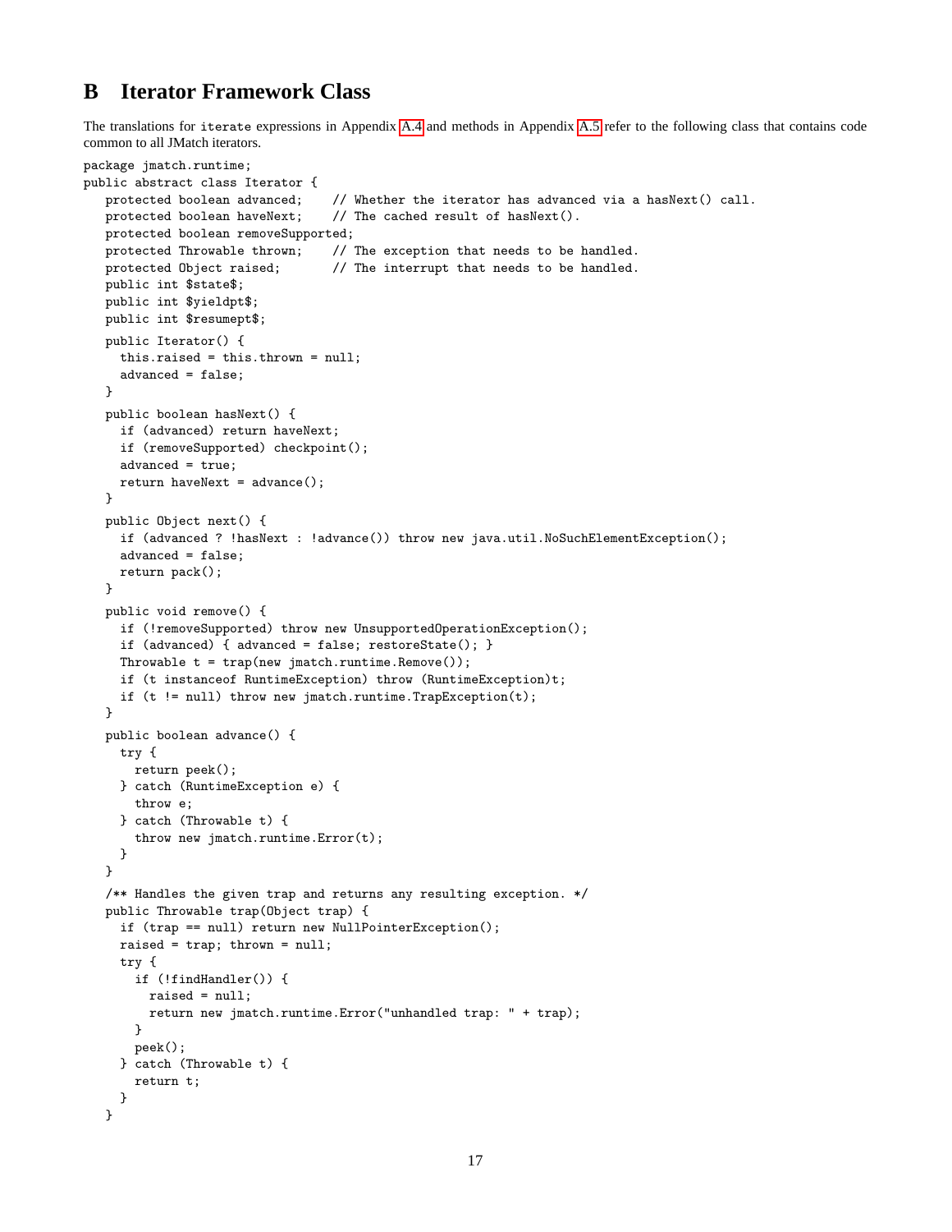# B Iterator Framework Class

The translations for `iterate` expressions in Appendix A.4 and methods in Appendix A.5 refer to the following class that contains code common to all JMatch iterators.

```
package jmatch.runtime;
public abstract class Iterator {
   protected boolean advanced;    // Whether the iterator has advanced via a hasNext() call.
   protected boolean haveNext;    // The cached result of hasNext().
   protected boolean removeSupported;
   protected Throwable thrown;    // The exception that needs to be handled.
   protected Object raised;       // The interrupt that needs to be handled.
   public int $state$;
   public int $yieldpt$;
   public int $resumept$;

   public Iterator() {
     this.raised = this.thrown = null;
     advanced = false;
   }

   public boolean hasNext() {
     if (advanced) return haveNext;
     if (removeSupported) checkpoint();
     advanced = true;
     return haveNext = advance();
   }

   public Object next() {
     if (advanced ? !hasNext : !advance()) throw new java.util.NoSuchElementException();
     advanced = false;
     return pack();
   }

   public void remove() {
     if (!removeSupported) throw new UnsupportedOperationException();
     if (advanced) { advanced = false; restoreState(); }
     Throwable t = trap(new jmatch.runtime.Remove());
     if (t instanceof RuntimeException) throw (RuntimeException)t;
     if (t != null) throw new jmatch.runtime.TrapException(t);
   }

   public boolean advance() {
     try {
       return peek();
     } catch (RuntimeException e) {
       throw e;
     } catch (Throwable t) {
       throw new jmatch.runtime.Error(t);
     }
   }

   /** Handles the given trap and returns any resulting exception. */
   public Throwable trap(Object trap) {
     if (trap == null) return new NullPointerException();
     raised = trap; thrown = null;
     try {
       if (!findHandler()) {
         raised = null;
         return new jmatch.runtime.Error("unhandled trap: " + trap);
       }
       peek();
     } catch (Throwable t) {
       return t;
     }
   }
```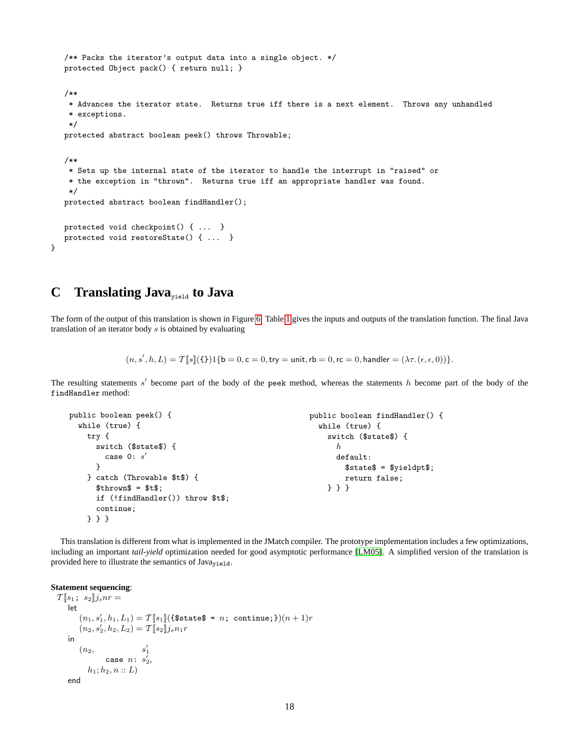```
    /** Packs the iterator's output data into a single object. */
    protected Object pack() { return null; }

    /**
     * Advances the iterator state.  Returns true iff there is a next element.  Throws any unhandled
     * exceptions.
     */
    protected abstract boolean peek() throws Throwable;

    /**
     * Sets up the internal state of the iterator to handle the interrupt in "raised" or
     * the exception in "thrown".  Returns true iff an appropriate handler was found.
     */
    protected abstract boolean findHandler();

    protected void checkpoint() { ...  }
    protected void restoreState() { ...  }
}
```

## C Translating Java$_{\texttt{yield}}$ to Java

The form of the output of this translation is shown in Figure 6. Table 1 gives the inputs and outputs of the translation function. The final Java translation of an iterator body $s$ is obtained by evaluating

$$(n, s', h, L) = \mathcal{T}[\![s]\!](\{\})1\{\mathsf{b} = 0, \mathsf{c} = 0, \mathsf{try} = \mathsf{unit}, \mathsf{rb} = 0, \mathsf{rc} = 0, \mathsf{handler} = (\lambda\tau.(\epsilon, \epsilon, 0))\}.$$

The resulting statements $s'$ become part of the body of the `peek` method, whereas the statements $h$ become part of the body of the `findHandler` method:

```
public boolean peek() {
  while (true) {
    try {
      switch ($state$) {
        case 0: s'
      }
    } catch (Throwable $t$) {
      $thrown$ = $t$;
      if (!findHandler()) throw $t$;
      continue;
    } } }
```

```
public boolean findHandler() {
  while (true) {
    switch ($state$) {
      h
      default:
        $state$ = $yieldpt$;
        return false;
    } } }
```

This translation is different from what is implemented in the JMatch compiler. The prototype implementation includes a few optimizations, including an important *tail-yield* optimization needed for good asymptotic performance [LM05]. A simplified version of the translation is provided here to illustrate the semantics of Java$_{\texttt{yield}}$.

**Statement sequencing**:

$\mathcal{T}[\![s_1;\ s_2]\!]j_s n r =$

let
  $(n_1, s_1', h_1, L_1) = \mathcal{T}[\![s_1]\!](\{\texttt{\$state\$ = } n\texttt{; continue;}\})(n+1)r$
  $(n_2, s_2', h_2, L_2) = \mathcal{T}[\![s_2]\!]j_s n_1 r$
in
  $(n_2,$ $s_1'$
    `case` $n$: $s_2'$,
    $h_1; h_2, n :: L)$
end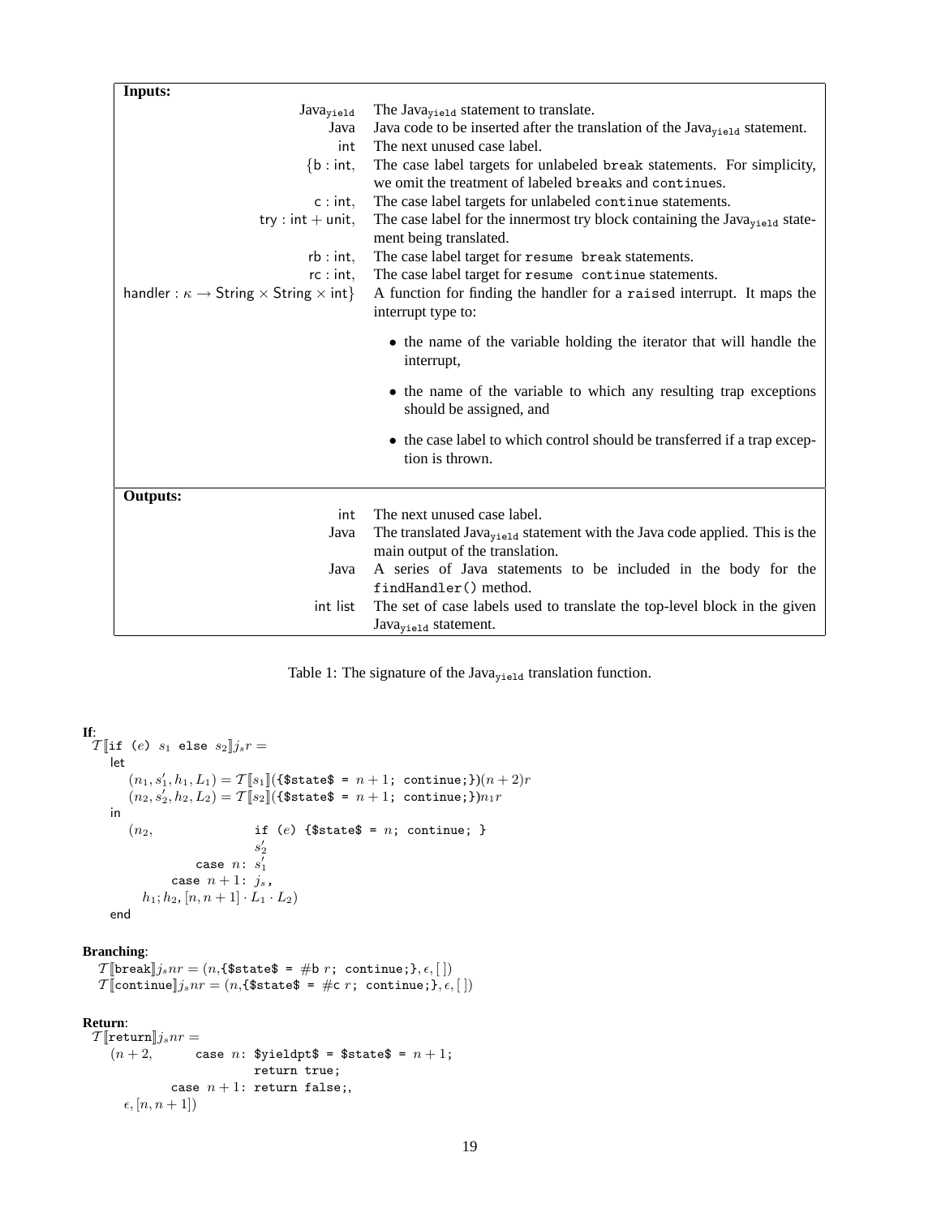| **Inputs:** | |
|---|---|
| $\text{Java}_{\texttt{yield}}$ | The $\text{Java}_{\texttt{yield}}$ statement to translate. |
| Java | Java code to be inserted after the translation of the $\text{Java}_{\texttt{yield}}$ statement. |
| int | The next unused case label. |
| $\{\mathsf{b} : \mathsf{int},$ | The case label targets for unlabeled `break` statements. For simplicity, we omit the treatment of labeled `break`s and `continue`s. |
| $\mathsf{c} : \mathsf{int},$ | The case label targets for unlabeled `continue` statements. |
| $\mathsf{try} : \mathsf{int} + \mathsf{unit},$ | The case label for the innermost try block containing the $\text{Java}_{\texttt{yield}}$ statement being translated. |
| $\mathsf{rb} : \mathsf{int},$ | The case label target for `resume break` statements. |
| $\mathsf{rc} : \mathsf{int},$ | The case label target for `resume continue` statements. |
| $\mathsf{handler} : \kappa \rightarrow \mathsf{String} \times \mathsf{String} \times \mathsf{int}\}$ | A function for finding the handler for a `raise`d interrupt. It maps the interrupt type to: • the name of the variable holding the iterator that will handle the interrupt, • the name of the variable to which any resulting trap exceptions should be assigned, and • the case label to which control should be transferred if a trap exception is thrown. |
| **Outputs:** | |
| int | The next unused case label. |
| Java | The translated $\text{Java}_{\texttt{yield}}$ statement with the Java code applied. This is the main output of the translation. |
| Java | A series of Java statements to be included in the body for the `findHandler()` method. |
| int list | The set of case labels used to translate the top-level block in the given $\text{Java}_{\texttt{yield}}$ statement. |

Table 1: The signature of the $\text{Java}_{\texttt{yield}}$ translation function.

**If**:

$$
\begin{array}{l}
\mathcal{T}[\![\texttt{if (}e\texttt{) } s_1 \texttt{ else } s_2]\!] j_s r = \\
\quad \mathsf{let} \\
\qquad (n_1, s_1', h_1, L_1) = \mathcal{T}[\![s_1]\!](\texttt{\{\$state\$ = } n+1\texttt{; continue;\}})(n+2)r \\
\qquad (n_2, s_2', h_2, L_2) = \mathcal{T}[\![s_2]\!](\texttt{\{\$state\$ = } n+1\texttt{; continue;\}})n_1 r \\
\quad \mathsf{in} \\
\qquad (n_2, \quad \texttt{if (}e\texttt{) \{\$state\$ = } n\texttt{; continue; \}} \\
\qquad\qquad\qquad s_2' \\
\qquad\qquad \texttt{case } n\texttt{: } s_1' \\
\qquad\qquad \texttt{case } n+1\texttt{: } j_s\texttt{,} \\
\qquad\quad h_1; h_2, [n, n+1] \cdot L_1 \cdot L_2) \\
\quad \mathsf{end}
\end{array}
$$

**Branching**:

$$
\begin{array}{l}
\mathcal{T}[\![\texttt{break}]\!] j_s n r = (n, \texttt{\{\$state\$ = } \#\mathsf{b}\ r\texttt{; continue;\}}, \epsilon, [\,]) \\
\mathcal{T}[\![\texttt{continue}]\!] j_s n r = (n, \texttt{\{\$state\$ = } \#\mathsf{c}\ r\texttt{; continue;\}}, \epsilon, [\,])
\end{array}
$$

**Return**:

$$
\begin{array}{l}
\mathcal{T}[\![\texttt{return}]\!] j_s n r = \\
\quad (n+2, \quad \texttt{case } n\texttt{: \$yieldpt\$ = \$state\$ = } n+1\texttt{;} \\
\qquad\qquad\qquad \texttt{return true;} \\
\qquad\qquad \texttt{case } n+1\texttt{: return false;,} \\
\qquad \epsilon, [n, n+1])
\end{array}
$$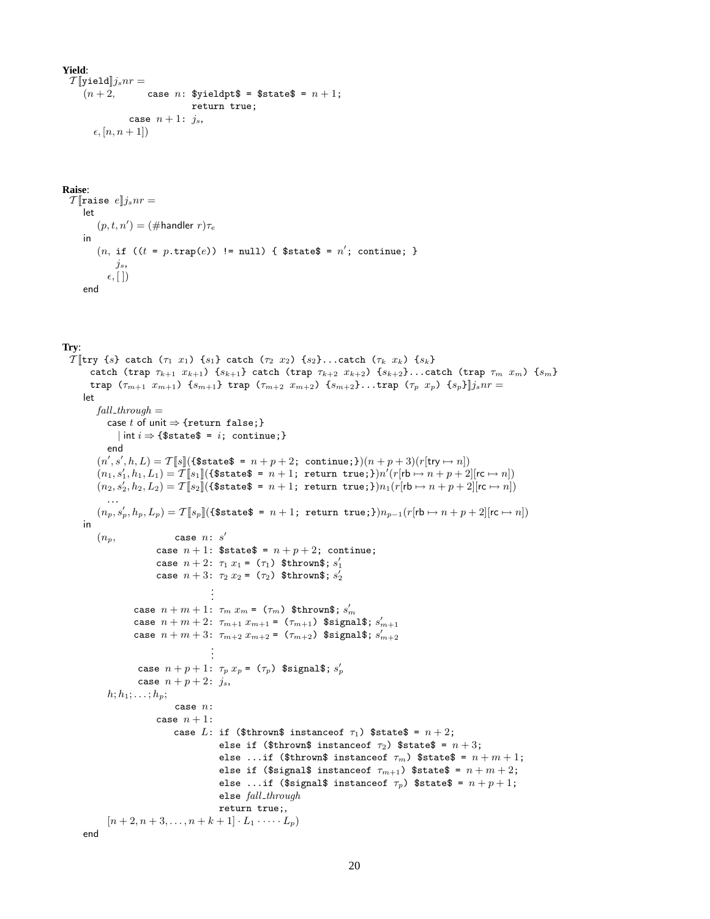**Yield**:

$\mathcal{T}[\![\texttt{yield}]\!] j_s n r =$

$(n+2,$ `case` $n$: `$yieldpt$ = $state$ =` $n+1$`;`
`return true;`
`case` $n+1$: $j_s$,
$\epsilon, [n, n+1])$

**Raise**:

$\mathcal{T}[\![\texttt{raise}\ e]\!] j_s n r =$

let

$(p, t, n') = (\#\textsf{handler}\ r)\tau_e$

in

$(n,$ `if ((`$t$ `=` $p$`.trap(`$e$`)) != null) { $state$ =` $n'$`; continue; }`
$j_s$,
$\epsilon, [\,])$

end

**Try**:

$\mathcal{T}[\![$`try {`$s$`} catch (`$\tau_1\ x_1$`) {`$s_1$`} catch (`$\tau_2\ x_2$`) {`$s_2$`}...catch (`$\tau_k\ x_k$`) {`$s_k$`}`
`catch (trap` $\tau_{k+1}\ x_{k+1}$`) {`$s_{k+1}$`} catch (trap` $\tau_{k+2}\ x_{k+2}$`) {`$s_{k+2}$`}...catch (trap` $\tau_m\ x_m$`) {`$s_m$`}`
`trap (`$\tau_{m+1}\ x_{m+1}$`) {`$s_{m+1}$`} trap (`$\tau_{m+2}\ x_{m+2}$`) {`$s_{m+2}$`}...trap (`$\tau_p\ x_p$`) {`$s_p$`}`$]\!] j_s n r =$

let

$\mathit{fall\_through} =$
case $t$ of unit $\Rightarrow$ `{return false;}`
| int $i \Rightarrow$ `{$state$ =` $i$`; continue;}`
end

$(n', s', h, L) = \mathcal{T}[\![s]\!]$(`{$state$ =` $n+p+2$`; continue;}`)$(n+p+3)(r[\textsf{try} \mapsto n])$

$(n_1, s'_1, h_1, L_1) = \mathcal{T}[\![s_1]\!]$(`{$state$ =` $n+1$`; return true;}`)$n'(r[\textsf{rb} \mapsto n+p+2][\textsf{rc} \mapsto n])$

$(n_2, s'_2, h_2, L_2) = \mathcal{T}[\![s_2]\!]$(`{$state$ =` $n+1$`; return true;}`)$n_1(r[\textsf{rb} \mapsto n+p+2][\textsf{rc} \mapsto n])$

$\ldots$

$(n_p, s'_p, h_p, L_p) = \mathcal{T}[\![s_p]\!]$(`{$state$ =` $n+1$`; return true;}`)$n_{p-1}(r[\textsf{rb} \mapsto n+p+2][\textsf{rc} \mapsto n])$

in

$(n_p,$ `case` $n$: $s'$
`case` $n+1$: `$state$ =` $n+p+2$`; continue;`
`case` $n+2$: $\tau_1\ x_1$ `= (`$\tau_1$`) $thrown$;` $s'_1$
`case` $n+3$: $\tau_2\ x_2$ `= (`$\tau_2$`) $thrown$;` $s'_2$
$\vdots$
`case` $n+m+1$: $\tau_m\ x_m$ `= (`$\tau_m$`) $thrown$;` $s'_m$
`case` $n+m+2$: $\tau_{m+1}\ x_{m+1}$ `= (`$\tau_{m+1}$`) $signal$;` $s'_{m+1}$
`case` $n+m+3$: $\tau_{m+2}\ x_{m+2}$ `= (`$\tau_{m+2}$`) $signal$;` $s'_{m+2}$
$\vdots$
`case` $n+p+1$: $\tau_p\ x_p$ `= (`$\tau_p$`) $signal$;` $s'_p$
`case` $n+p+2$: $j_s$,

$h; h_1; \ldots; h_p;$
`case` $n$:
`case` $n+1$:
`case` $L$: `if ($thrown$ instanceof` $\tau_1$`) $state$ =` $n+2$`;`
`else if ($thrown$ instanceof` $\tau_2$`) $state$ =` $n+3$`;`
`else ...if ($thrown$ instanceof` $\tau_m$`) $state$ =` $n+m+1$`;`
`else if ($signal$ instanceof` $\tau_{m+1}$`) $state$ =` $n+m+2$`;`
`else ...if ($signal$ instanceof` $\tau_p$`) $state$ =` $n+p+1$`;`
`else` $\mathit{fall\_through}$
`return true;`,

$[n+2, n+3, \ldots, n+k+1] \cdot L_1 \cdot \cdots \cdot L_p)$

end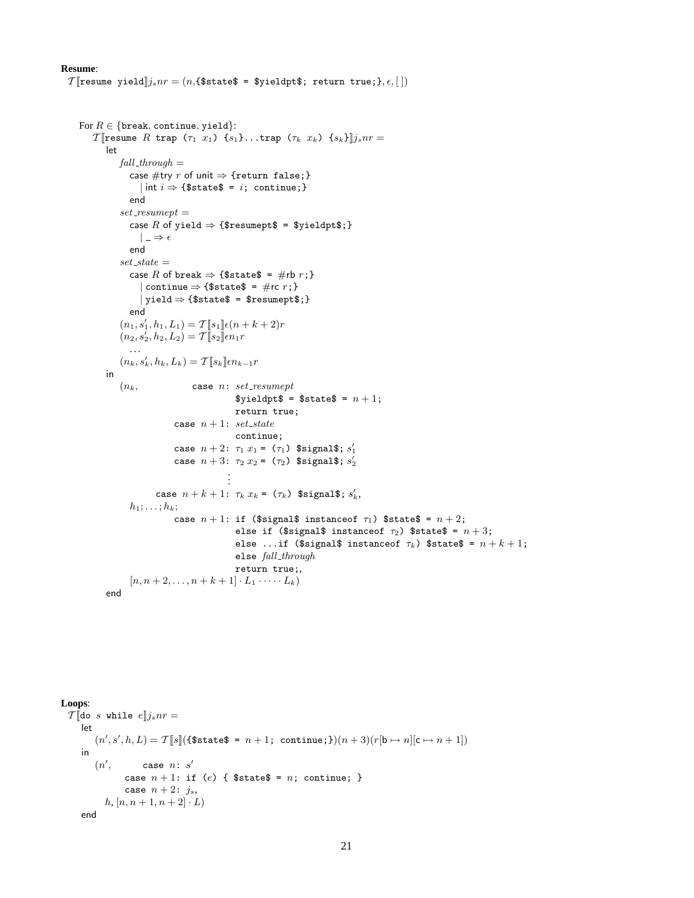**Resume**:

$\mathcal{T}[\![$`resume yield`$]\!] j_s n r = (n,$`{$state$ = $yieldpt$; return true;}`$, \epsilon, [\,])$

For $R \in \{$break, continue, yield$\}$:

$\mathcal{T}[\![$`resume` $R$ `trap` $(\tau_1\ x_1)$ `{`$s_1$`}`...`trap` $(\tau_k\ x_k)$ `{`$s_k$`}`$]\!] j_s n r =$

```
let
    fall_through =
        case #try r of unit ⇒ {return false;}
            | int i ⇒ {$state$ = i; continue;}
        end
    set_resumept =
        case R of yield ⇒ {$resumept$ = $yieldpt$;}
            | _ ⇒ ε
        end
    set_state =
        case R of break ⇒ {$state$ = #rb r;}
            | continue ⇒ {$state$ = #rc r;}
            | yield ⇒ {$state$ = $resumept$;}
        end
    (n_1, s'_1, h_1, L_1) = T[[s_1]]ε(n + k + 2)r
    (n_2, s'_2, h_2, L_2) = T[[s_2]]ε n_1 r
        ...
    (n_k, s'_k, h_k, L_k) = T[[s_k]]ε n_{k-1} r
in
    (n_k,          case n:  set_resumept
                            $yieldpt$ = $state$ = n + 1;
                            return true;
                   case n + 1: set_state
                            continue;
                   case n + 2: τ_1 x_1 = (τ_1) $signal$; s'_1
                   case n + 3: τ_2 x_2 = (τ_2) $signal$; s'_2
                            ⋮
                case n + k + 1: τ_k x_k = (τ_k) $signal$; s'_k,
     h_1; ...; h_k;
                   case n + 1: if ($signal$ instanceof τ_1) $state$ = n + 2;
                            else if ($signal$ instanceof τ_2) $state$ = n + 3;
                            else ...if ($signal$ instanceof τ_k) $state$ = n + k + 1;
                            else fall_through
                            return true;,
     [n, n + 2, ..., n + k + 1] · L_1 · ··· · L_k)
end
```

**Loops**:

$\mathcal{T}[\![$`do` $s$ `while` $e]\!] j_s n r =$

```
let
    (n', s', h, L) = T[[s]]({$state$ = n + 1; continue;})(n + 3)(r[b ↦ n][c ↦ n + 1])
in
    (n',     case n: s'
             case n + 1: if (e) { $state$ = n; continue; }
             case n + 2: j_s,
        h, [n, n + 1, n + 2] · L)
end
```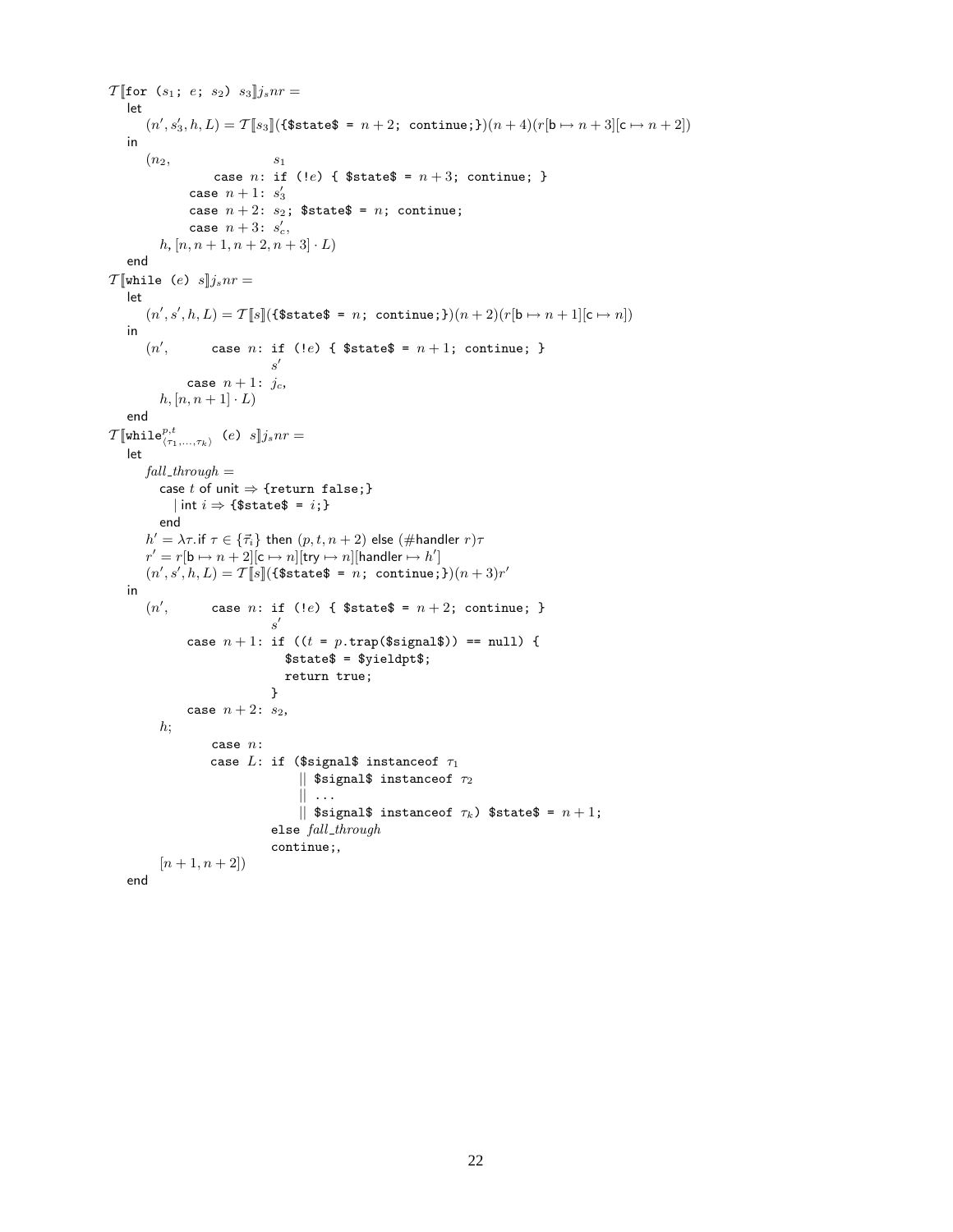$\mathcal{T}[\![$`for (`$s_1$`; `$e$`; `$s_2$`) `$s_3]\!] j_s n r =$

let

$\quad (n', s_3', h, L) = \mathcal{T}[\![s_3]\!]$(`{$state$ = `$n+2$`; continue;}`)$(n+4)(r[\mathsf{b} \mapsto n+3][\mathsf{c} \mapsto n+2])$

in

```
(n₂,              s₁
          case n:   if (!e) { $state$ = n+3; continue; }
        case n+1: s₃'
        case n+2: s₂; $state$ = n; continue;
        case n+3: s_c',
     h, [n, n+1, n+2, n+3] · L)
```

end

$\mathcal{T}[\![$`while (`$e$`) `$s]\!] j_s n r =$

let

$\quad (n', s', h, L) = \mathcal{T}[\![s]\!]$(`{$state$ = `$n$`; continue;}`)$(n+2)(r[\mathsf{b} \mapsto n+1][\mathsf{c} \mapsto n])$

in

```
(n',      case n:   if (!e) { $state$ = n+1; continue; }
                    s'
        case n+1: j_c,
     h, [n, n+1] · L)
```

end

$\mathcal{T}[\![$`while`$^{p,t}_{\langle \tau_1, \ldots, \tau_k \rangle}$` (`$e$`) `$s]\!] j_s n r =$

let

$\quad$ *fall_through* =

$\quad\quad$ case $t$ of unit $\Rightarrow$ `{return false;}`

$\quad\quad\quad$ | int $i \Rightarrow$ `{$state$ = `$i$`;}`

$\quad\quad$ end

$\quad h' = \lambda\tau.$if $\tau \in \{\vec{\tau_i}\}$ then $(p, t, n+2)$ else $(\#\text{handler } r)\tau$

$\quad r' = r[\mathsf{b} \mapsto n+2][\mathsf{c} \mapsto n][\text{try} \mapsto n][\text{handler} \mapsto h']$

$\quad (n', s', h, L) = \mathcal{T}[\![s]\!]$(`{$state$ = `$n$`; continue;}`)$(n+3)r'$

in

```
(n',      case n:   if (!e) { $state$ = n+2; continue; }
                    s'
        case n+1: if ((t = p.trap($signal$)) == null) {
                      $state$ = $yieldpt$;
                      return true;
                    }
        case n+2: s₂,
     h;
          case n:
          case L: if ($signal$ instanceof τ₁
                      || $signal$ instanceof τ₂
                      || ...
                      || $signal$ instanceof τ_k) $state$ = n+1;
                    else fall_through
                    continue;,
     [n+1, n+2])
```

end